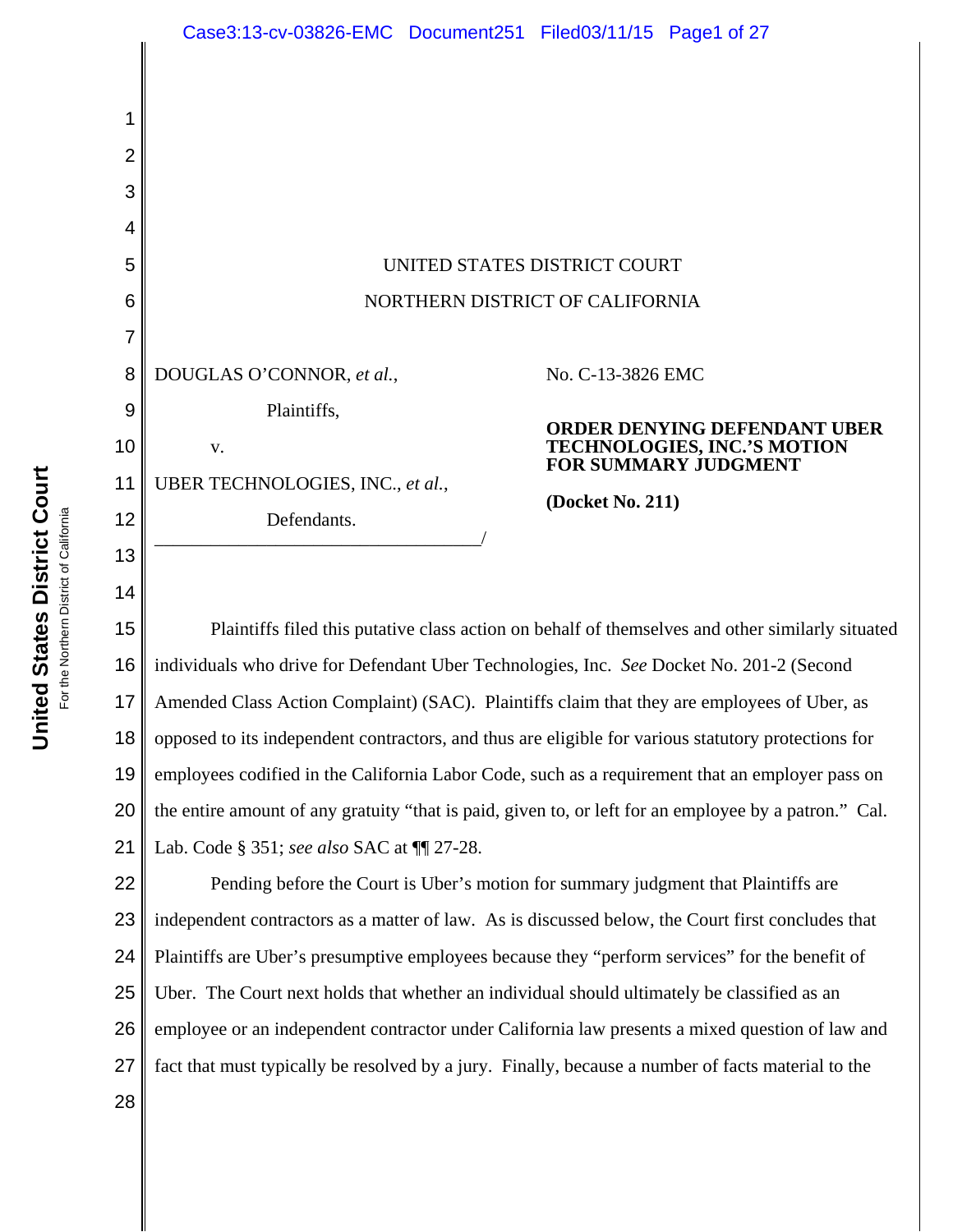UNITED STATES DISTRICT COURT

NORTHERN DISTRICT OF CALIFORNIA

DOUGLAS O'CONNOR, *et al.*,

Plaintiffs,

v.

UBER TECHNOLOGIES, INC., *et al.*,

Defendants.

No. C-13-3826 EMC

**ORDER DENYING DEFENDANT UBER TECHNOLOGIES, INC.'S MOTION FOR SUMMARY JUDGMENT**

**(Docket No. 211)**

Plaintiffs filed this putative class action on behalf of themselves and other similarly situated individuals who drive for Defendant Uber Technologies, Inc. *See* Docket No. 201-2 (Second Amended Class Action Complaint) (SAC). Plaintiffs claim that they are employees of Uber, as opposed to its independent contractors, and thus are eligible for various statutory protections for employees codified in the California Labor Code, such as a requirement that an employer pass on the entire amount of any gratuity "that is paid, given to, or left for an employee by a patron." Cal. Lab. Code § 351; *see also* SAC at ¶¶ 27-28.

Pending before the Court is Uber's motion for summary judgment that Plaintiffs are independent contractors as a matter of law. As is discussed below, the Court first concludes that Plaintiffs are Uber's presumptive employees because they "perform services" for the benefit of Uber. The Court next holds that whether an individual should ultimately be classified as an employee or an independent contractor under California law presents a mixed question of law and fact that must typically be resolved by a jury. Finally, because a number of facts material to the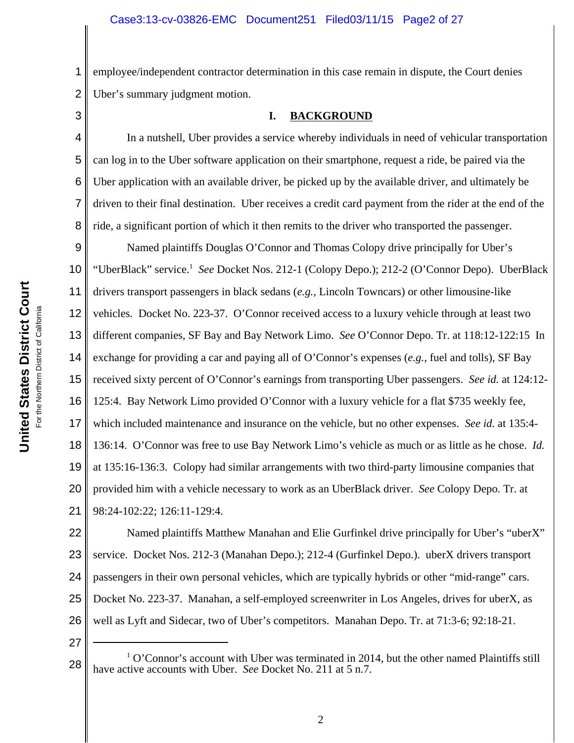employee/independent contractor determination in this case remain in dispute, the Court denies Uber's summary judgment motion.

## I. BACKGROUND

In a nutshell, Uber provides a service whereby individuals in need of vehicular transportation can log in to the Uber software application on their smartphone, request a ride, be paired via the Uber application with an available driver, be picked up by the available driver, and ultimately be driven to their final destination. Uber receives a credit card payment from the rider at the end of the ride, a significant portion of which it then remits to the driver who transported the passenger.

Named plaintiffs Douglas O'Connor and Thomas Colopy drive principally for Uber's "UberBlack" service.[1] *See* Docket Nos. 212-1 (Colopy Depo.); 212-2 (O'Connor Depo). UberBlack drivers transport passengers in black sedans (*e.g.*, Lincoln Towncars) or other limousine-like vehicles. Docket No. 223-37. O'Connor received access to a luxury vehicle through at least two different companies, SF Bay and Bay Network Limo. *See* O'Connor Depo. Tr. at 118:12-122:15 In exchange for providing a car and paying all of O'Connor's expenses (*e.g.*, fuel and tolls), SF Bay received sixty percent of O'Connor's earnings from transporting Uber passengers. *See id.* at 124:12-125:4. Bay Network Limo provided O'Connor with a luxury vehicle for a flat $735 weekly fee, which included maintenance and insurance on the vehicle, but no other expenses. *See id.* at 135:4-136:14. O'Connor was free to use Bay Network Limo's vehicle as much or as little as he chose. *Id.* at 135:16-136:3. Colopy had similar arrangements with two third-party limousine companies that provided him with a vehicle necessary to work as an UberBlack driver. *See* Colopy Depo. Tr. at 98:24-102:22; 126:11-129:4.

Named plaintiffs Matthew Manahan and Elie Gurfinkel drive principally for Uber's "uberX" service. Docket Nos. 212-3 (Manahan Depo.); 212-4 (Gurfinkel Depo.). uberX drivers transport passengers in their own personal vehicles, which are typically hybrids or other "mid-range" cars. Docket No. 223-37. Manahan, a self-employed screenwriter in Los Angeles, drives for uberX, as well as Lyft and Sidecar, two of Uber's competitors. Manahan Depo. Tr. at 71:3-6; 92:18-21.

---

[1] O'Connor's account with Uber was terminated in 2014, but the other named Plaintiffs still have active accounts with Uber. *See* Docket No. 211 at 5 n.7.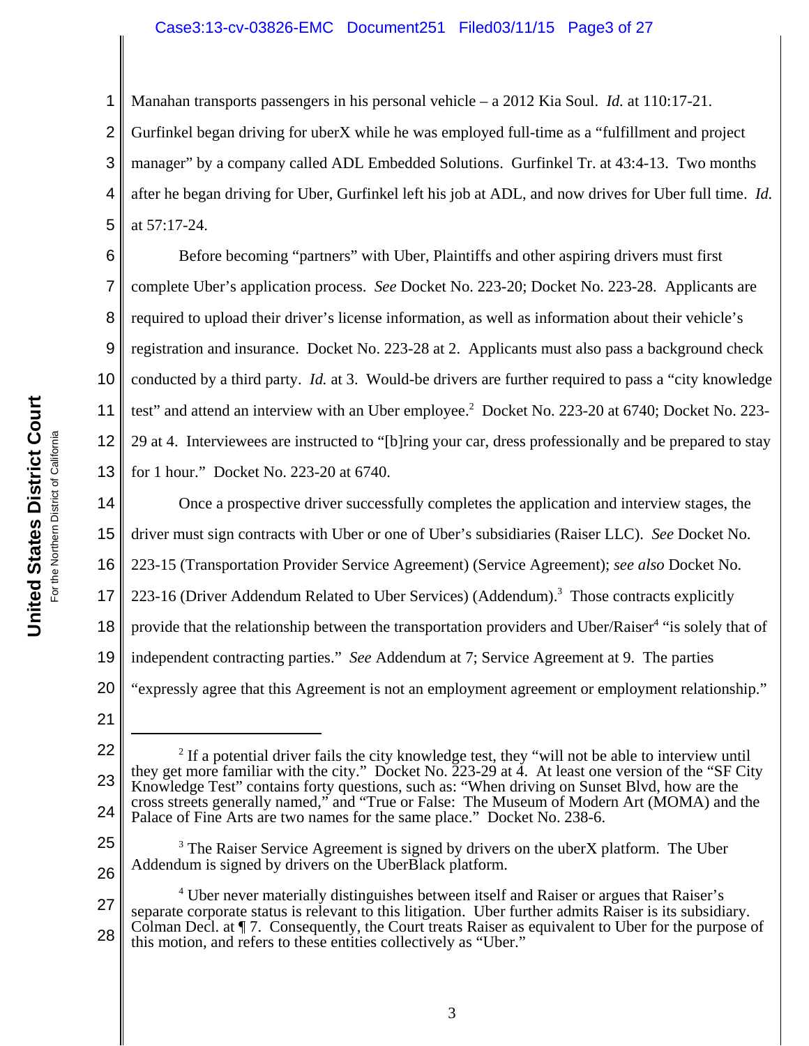Manahan transports passengers in his personal vehicle – a 2012 Kia Soul. *Id.* at 110:17-21. Gurfinkel began driving for uberX while he was employed full-time as a "fulfillment and project manager" by a company called ADL Embedded Solutions. Gurfinkel Tr. at 43:4-13. Two months after he began driving for Uber, Gurfinkel left his job at ADL, and now drives for Uber full time. *Id.* at 57:17-24.

Before becoming "partners" with Uber, Plaintiffs and other aspiring drivers must first complete Uber's application process. *See* Docket No. 223-20; Docket No. 223-28. Applicants are required to upload their driver's license information, as well as information about their vehicle's registration and insurance. Docket No. 223-28 at 2. Applicants must also pass a background check conducted by a third party. *Id.* at 3. Would-be drivers are further required to pass a "city knowledge test" and attend an interview with an Uber employee.[2] Docket No. 223-20 at 6740; Docket No. 223-29 at 4. Interviewees are instructed to "[b]ring your car, dress professionally and be prepared to stay for 1 hour." Docket No. 223-20 at 6740.

Once a prospective driver successfully completes the application and interview stages, the driver must sign contracts with Uber or one of Uber's subsidiaries (Raiser LLC). *See* Docket No. 223-15 (Transportation Provider Service Agreement) (Service Agreement); *see also* Docket No. 223-16 (Driver Addendum Related to Uber Services) (Addendum).[3] Those contracts explicitly provide that the relationship between the transportation providers and Uber/Raiser[4] "is solely that of independent contracting parties." *See* Addendum at 7; Service Agreement at 9. The parties "expressly agree that this Agreement is not an employment agreement or employment relationship."

---

[2] If a potential driver fails the city knowledge test, they "will not be able to interview until they get more familiar with the city." Docket No. 223-29 at 4. At least one version of the "SF City Knowledge Test" contains forty questions, such as: "When driving on Sunset Blvd, how are the cross streets generally named," and "True or False: The Museum of Modern Art (MOMA) and the Palace of Fine Arts are two names for the same place." Docket No. 238-6.

[3] The Raiser Service Agreement is signed by drivers on the uberX platform. The Uber Addendum is signed by drivers on the UberBlack platform.

[4] Uber never materially distinguishes between itself and Raiser or argues that Raiser's separate corporate status is relevant to this litigation. Uber further admits Raiser is its subsidiary. Colman Decl. at ¶ 7. Consequently, the Court treats Raiser as equivalent to Uber for the purpose of this motion, and refers to these entities collectively as "Uber."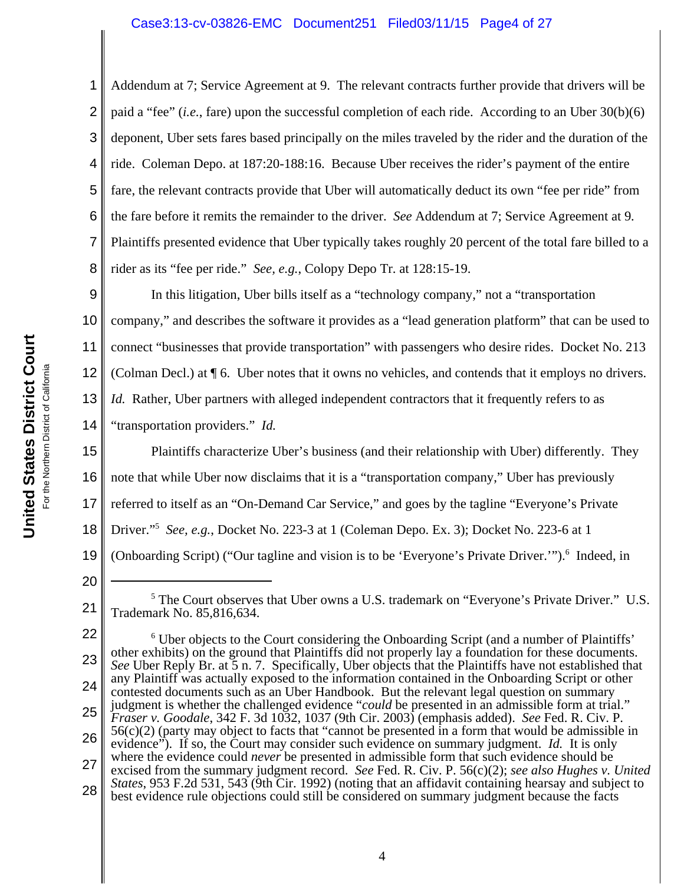Addendum at 7; Service Agreement at 9. The relevant contracts further provide that drivers will be paid a "fee" (*i.e.*, fare) upon the successful completion of each ride. According to an Uber 30(b)(6) deponent, Uber sets fares based principally on the miles traveled by the rider and the duration of the ride. Coleman Depo. at 187:20-188:16. Because Uber receives the rider's payment of the entire fare, the relevant contracts provide that Uber will automatically deduct its own "fee per ride" from the fare before it remits the remainder to the driver. *See* Addendum at 7; Service Agreement at 9. Plaintiffs presented evidence that Uber typically takes roughly 20 percent of the total fare billed to a rider as its "fee per ride." *See, e.g.*, Colopy Depo Tr. at 128:15-19.

In this litigation, Uber bills itself as a "technology company," not a "transportation company," and describes the software it provides as a "lead generation platform" that can be used to connect "businesses that provide transportation" with passengers who desire rides. Docket No. 213 (Colman Decl.) at ¶ 6. Uber notes that it owns no vehicles, and contends that it employs no drivers. *Id.* Rather, Uber partners with alleged independent contractors that it frequently refers to as "transportation providers." *Id.*

Plaintiffs characterize Uber's business (and their relationship with Uber) differently. They note that while Uber now disclaims that it is a "transportation company," Uber has previously referred to itself as an "On-Demand Car Service," and goes by the tagline "Everyone's Private Driver."[5] *See, e.g.*, Docket No. 223-3 at 1 (Coleman Depo. Ex. 3); Docket No. 223-6 at 1 (Onboarding Script) ("Our tagline and vision is to be 'Everyone's Private Driver.'").[6] Indeed, in

---

[5] The Court observes that Uber owns a U.S. trademark on "Everyone's Private Driver." U.S. Trademark No. 85,816,634.

[6] Uber objects to the Court considering the Onboarding Script (and a number of Plaintiffs' other exhibits) on the ground that Plaintiffs did not properly lay a foundation for these documents. *See* Uber Reply Br. at 5 n. 7. Specifically, Uber objects that the Plaintiffs have not established that any Plaintiff was actually exposed to the information contained in the Onboarding Script or other contested documents such as an Uber Handbook. But the relevant legal question on summary judgment is whether the challenged evidence "*could* be presented in an admissible form at trial." *Fraser v. Goodale*, 342 F. 3d 1032, 1037 (9th Cir. 2003) (emphasis added). *See* Fed. R. Civ. P. 56(c)(2) (party may object to facts that "cannot be presented in a form that would be admissible in evidence"). If so, the Court may consider such evidence on summary judgment. *Id.* It is only where the evidence could *never* be presented in admissible form that such evidence should be excised from the summary judgment record. *See* Fed. R. Civ. P. 56(c)(2); *see also Hughes v. United States*, 953 F.2d 531, 543 (9th Cir. 1992) (noting that an affidavit containing hearsay and subject to best evidence rule objections could still be considered on summary judgment because the facts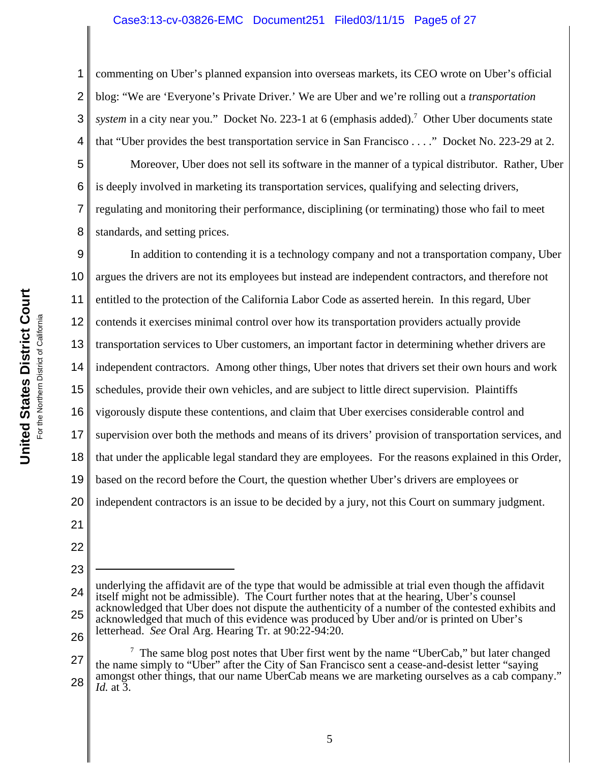commenting on Uber's planned expansion into overseas markets, its CEO wrote on Uber's official blog: "We are 'Everyone's Private Driver.' We are Uber and we're rolling out a *transportation system* in a city near you." Docket No. 223-1 at 6 (emphasis added).[7] Other Uber documents state that "Uber provides the best transportation service in San Francisco . . . ." Docket No. 223-29 at 2.

Moreover, Uber does not sell its software in the manner of a typical distributor. Rather, Uber is deeply involved in marketing its transportation services, qualifying and selecting drivers, regulating and monitoring their performance, disciplining (or terminating) those who fail to meet standards, and setting prices.

In addition to contending it is a technology company and not a transportation company, Uber argues the drivers are not its employees but instead are independent contractors, and therefore not entitled to the protection of the California Labor Code as asserted herein. In this regard, Uber contends it exercises minimal control over how its transportation providers actually provide transportation services to Uber customers, an important factor in determining whether drivers are independent contractors. Among other things, Uber notes that drivers set their own hours and work schedules, provide their own vehicles, and are subject to little direct supervision. Plaintiffs vigorously dispute these contentions, and claim that Uber exercises considerable control and supervision over both the methods and means of its drivers' provision of transportation services, and that under the applicable legal standard they are employees. For the reasons explained in this Order, based on the record before the Court, the question whether Uber's drivers are employees or independent contractors is an issue to be decided by a jury, not this Court on summary judgment.

---

underlying the affidavit are of the type that would be admissible at trial even though the affidavit itself might not be admissible). The Court further notes that at the hearing, Uber's counsel acknowledged that Uber does not dispute the authenticity of a number of the contested exhibits and acknowledged that much of this evidence was produced by Uber and/or is printed on Uber's letterhead. *See* Oral Arg. Hearing Tr. at 90:22-94:20.

[7] The same blog post notes that Uber first went by the name "UberCab," but later changed the name simply to "Uber" after the City of San Francisco sent a cease-and-desist letter "saying amongst other things, that our name UberCab means we are marketing ourselves as a cab company." *Id.* at 3.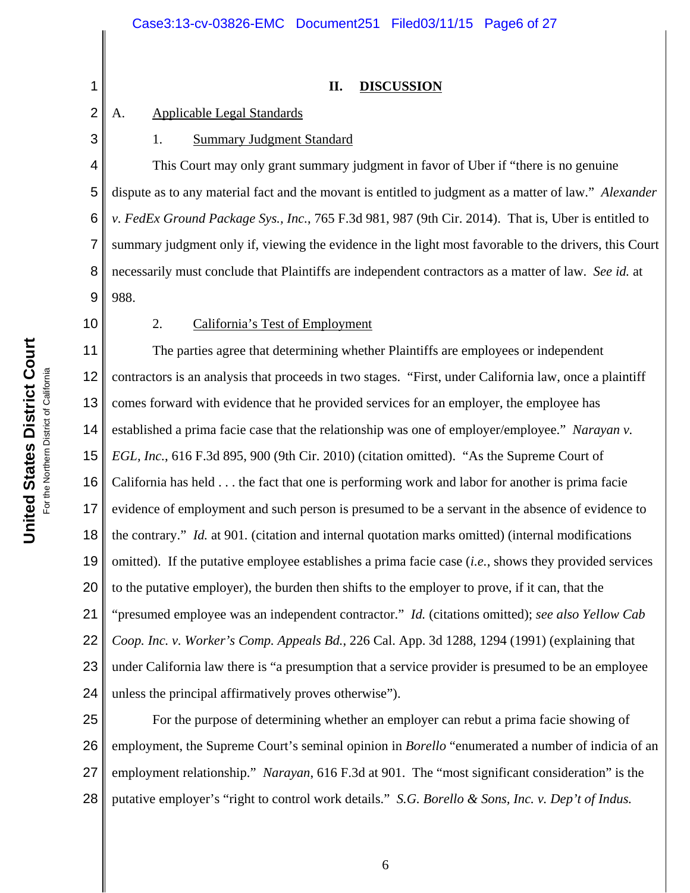## II. DISCUSSION

A. Applicable Legal Standards

1. Summary Judgment Standard

This Court may only grant summary judgment in favor of Uber if "there is no genuine dispute as to any material fact and the movant is entitled to judgment as a matter of law." *Alexander v. FedEx Ground Package Sys., Inc.*, 765 F.3d 981, 987 (9th Cir. 2014). That is, Uber is entitled to summary judgment only if, viewing the evidence in the light most favorable to the drivers, this Court necessarily must conclude that Plaintiffs are independent contractors as a matter of law. *See id.* at 988.

2. California's Test of Employment

The parties agree that determining whether Plaintiffs are employees or independent contractors is an analysis that proceeds in two stages. "First, under California law, once a plaintiff comes forward with evidence that he provided services for an employer, the employee has established a prima facie case that the relationship was one of employer/employee." *Narayan v. EGL, Inc.*, 616 F.3d 895, 900 (9th Cir. 2010) (citation omitted). "As the Supreme Court of California has held . . . the fact that one is performing work and labor for another is prima facie evidence of employment and such person is presumed to be a servant in the absence of evidence to the contrary." *Id.* at 901. (citation and internal quotation marks omitted) (internal modifications omitted). If the putative employee establishes a prima facie case (*i.e.*, shows they provided services to the putative employer), the burden then shifts to the employer to prove, if it can, that the "presumed employee was an independent contractor." *Id.* (citations omitted); *see also Yellow Cab Coop. Inc. v. Worker's Comp. Appeals Bd.*, 226 Cal. App. 3d 1288, 1294 (1991) (explaining that under California law there is "a presumption that a service provider is presumed to be an employee unless the principal affirmatively proves otherwise").

For the purpose of determining whether an employer can rebut a prima facie showing of employment, the Supreme Court's seminal opinion in *Borello* "enumerated a number of indicia of an employment relationship." *Narayan*, 616 F.3d at 901. The "most significant consideration" is the putative employer's "right to control work details." *S.G. Borello & Sons, Inc. v. Dep't of Indus.*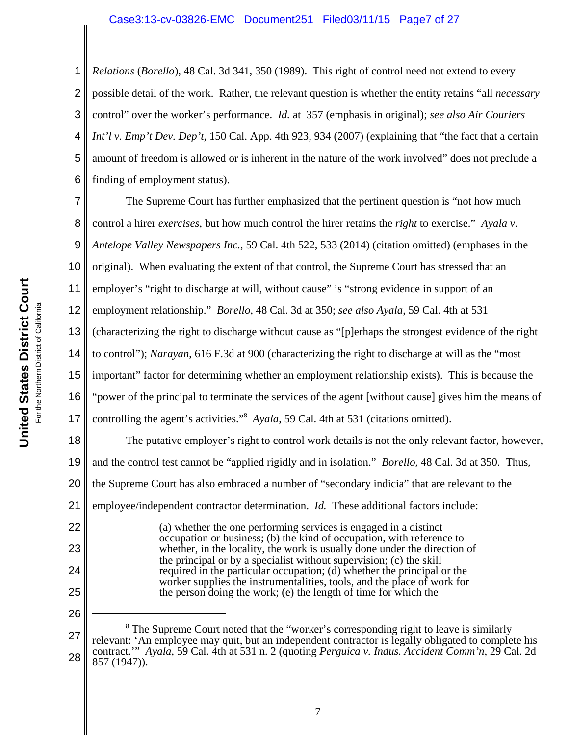*Relations* (*Borello*), 48 Cal. 3d 341, 350 (1989). This right of control need not extend to every possible detail of the work. Rather, the relevant question is whether the entity retains "all *necessary* control" over the worker's performance. *Id.* at 357 (emphasis in original); *see also Air Couriers Int'l v. Emp't Dev. Dep't*, 150 Cal. App. 4th 923, 934 (2007) (explaining that "the fact that a certain amount of freedom is allowed or is inherent in the nature of the work involved" does not preclude a finding of employment status).

The Supreme Court has further emphasized that the pertinent question is "not how much control a hirer *exercises*, but how much control the hirer retains the *right* to exercise." *Ayala v. Antelope Valley Newspapers Inc.*, 59 Cal. 4th 522, 533 (2014) (citation omitted) (emphases in the original). When evaluating the extent of that control, the Supreme Court has stressed that an employer's "right to discharge at will, without cause" is "strong evidence in support of an employment relationship." *Borello*, 48 Cal. 3d at 350; *see also Ayala*, 59 Cal. 4th at 531 (characterizing the right to discharge without cause as "[p]erhaps the strongest evidence of the right to control"); *Narayan*, 616 F.3d at 900 (characterizing the right to discharge at will as the "most important" factor for determining whether an employment relationship exists). This is because the "power of the principal to terminate the services of the agent [without cause] gives him the means of controlling the agent's activities."[8] *Ayala*, 59 Cal. 4th at 531 (citations omitted).

The putative employer's right to control work details is not the only relevant factor, however, and the control test cannot be "applied rigidly and in isolation." *Borello*, 48 Cal. 3d at 350. Thus, the Supreme Court has also embraced a number of "secondary indicia" that are relevant to the employee/independent contractor determination. *Id.* These additional factors include:

> (a) whether the one performing services is engaged in a distinct occupation or business; (b) the kind of occupation, with reference to whether, in the locality, the work is usually done under the direction of the principal or by a specialist without supervision; (c) the skill required in the particular occupation; (d) whether the principal or the worker supplies the instrumentalities, tools, and the place of work for the person doing the work; (e) the length of time for which the

---

[8] The Supreme Court noted that the "worker's corresponding right to leave is similarly relevant: 'An employee may quit, but an independent contractor is legally obligated to complete his contract.'" *Ayala*, 59 Cal. 4th at 531 n. 2 (quoting *Perguica v. Indus. Accident Comm'n*, 29 Cal. 2d 857 (1947)).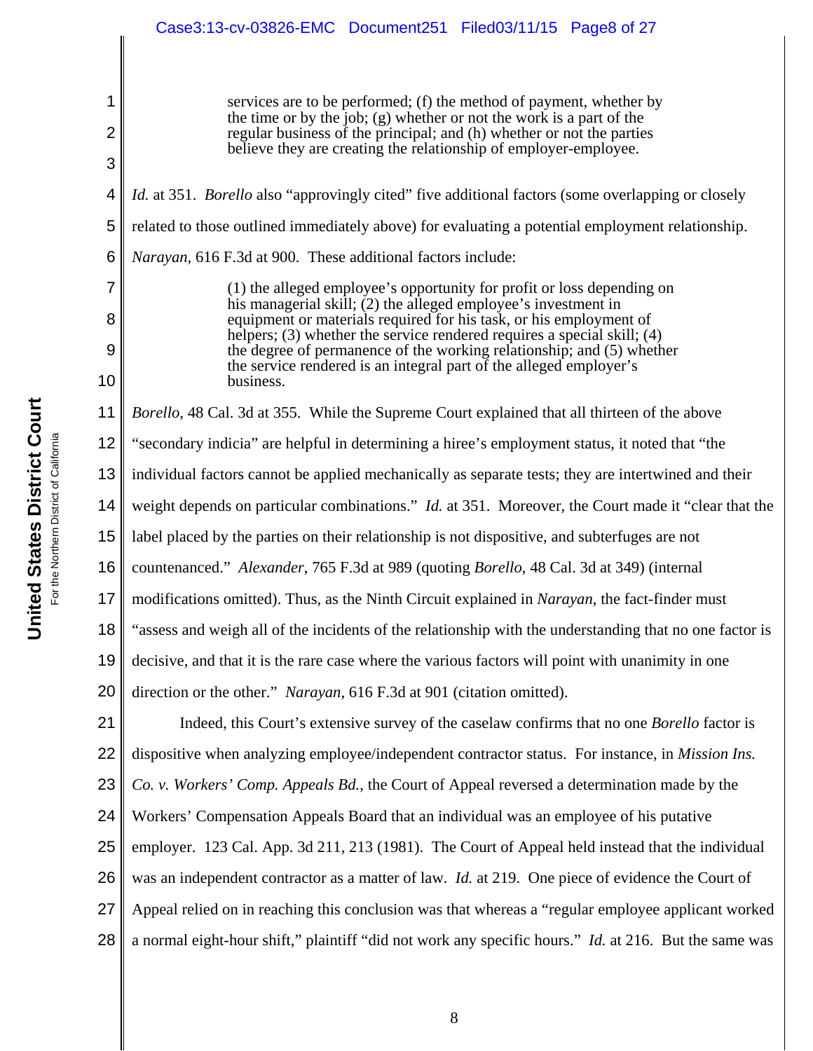> services are to be performed; (f) the method of payment, whether by the time or by the job; (g) whether or not the work is a part of the regular business of the principal; and (h) whether or not the parties believe they are creating the relationship of employer-employee.

*Id.* at 351. *Borello* also "approvingly cited" five additional factors (some overlapping or closely related to those outlined immediately above) for evaluating a potential employment relationship. *Narayan*, 616 F.3d at 900. These additional factors include:

> (1) the alleged employee's opportunity for profit or loss depending on his managerial skill; (2) the alleged employee's investment in equipment or materials required for his task, or his employment of helpers; (3) whether the service rendered requires a special skill; (4) the degree of permanence of the working relationship; and (5) whether the service rendered is an integral part of the alleged employer's business.

*Borello*, 48 Cal. 3d at 355. While the Supreme Court explained that all thirteen of the above "secondary indicia" are helpful in determining a hiree's employment status, it noted that "the individual factors cannot be applied mechanically as separate tests; they are intertwined and their weight depends on particular combinations." *Id.* at 351. Moreover, the Court made it "clear that the label placed by the parties on their relationship is not dispositive, and subterfuges are not countenanced." *Alexander*, 765 F.3d at 989 (quoting *Borello*, 48 Cal. 3d at 349) (internal modifications omitted). Thus, as the Ninth Circuit explained in *Narayan*, the fact-finder must "assess and weigh all of the incidents of the relationship with the understanding that no one factor is decisive, and that it is the rare case where the various factors will point with unanimity in one direction or the other." *Narayan*, 616 F.3d at 901 (citation omitted).

Indeed, this Court's extensive survey of the caselaw confirms that no one *Borello* factor is dispositive when analyzing employee/independent contractor status. For instance, in *Mission Ins. Co. v. Workers' Comp. Appeals Bd.*, the Court of Appeal reversed a determination made by the Workers' Compensation Appeals Board that an individual was an employee of his putative employer. 123 Cal. App. 3d 211, 213 (1981). The Court of Appeal held instead that the individual was an independent contractor as a matter of law. *Id.* at 219. One piece of evidence the Court of Appeal relied on in reaching this conclusion was that whereas a "regular employee applicant worked a normal eight-hour shift," plaintiff "did not work any specific hours." *Id.* at 216. But the same was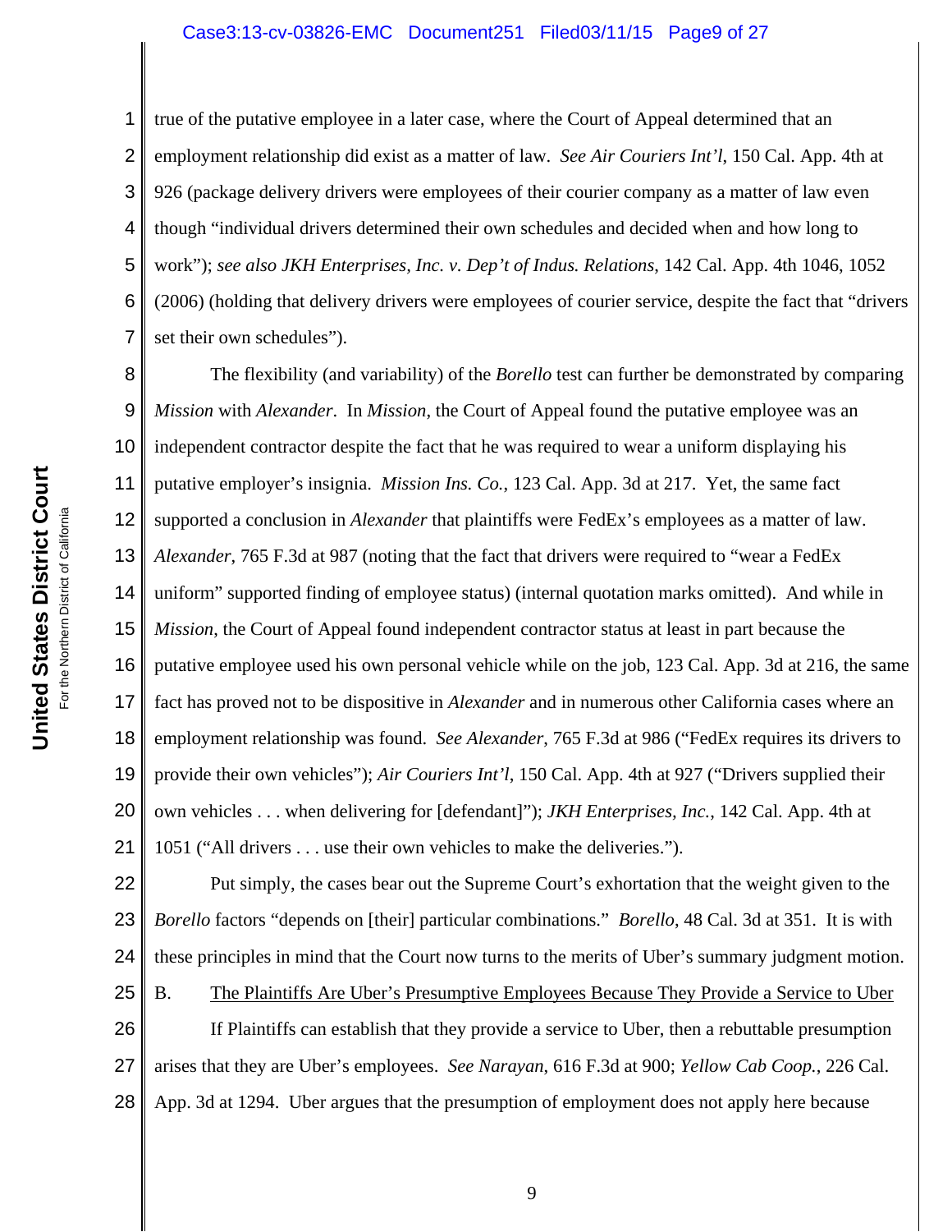true of the putative employee in a later case, where the Court of Appeal determined that an employment relationship did exist as a matter of law. *See Air Couriers Int'l*, 150 Cal. App. 4th at 926 (package delivery drivers were employees of their courier company as a matter of law even though "individual drivers determined their own schedules and decided when and how long to work"); *see also JKH Enterprises, Inc. v. Dep't of Indus. Relations*, 142 Cal. App. 4th 1046, 1052 (2006) (holding that delivery drivers were employees of courier service, despite the fact that "drivers set their own schedules").

The flexibility (and variability) of the *Borello* test can further be demonstrated by comparing *Mission* with *Alexander*. In *Mission*, the Court of Appeal found the putative employee was an independent contractor despite the fact that he was required to wear a uniform displaying his putative employer's insignia. *Mission Ins. Co.*, 123 Cal. App. 3d at 217. Yet, the same fact supported a conclusion in *Alexander* that plaintiffs were FedEx's employees as a matter of law. *Alexander*, 765 F.3d at 987 (noting that the fact that drivers were required to "wear a FedEx uniform" supported finding of employee status) (internal quotation marks omitted). And while in *Mission*, the Court of Appeal found independent contractor status at least in part because the putative employee used his own personal vehicle while on the job, 123 Cal. App. 3d at 216, the same fact has proved not to be dispositive in *Alexander* and in numerous other California cases where an employment relationship was found. *See Alexander*, 765 F.3d at 986 ("FedEx requires its drivers to provide their own vehicles"); *Air Couriers Int'l*, 150 Cal. App. 4th at 927 ("Drivers supplied their own vehicles . . . when delivering for [defendant]"); *JKH Enterprises, Inc.*, 142 Cal. App. 4th at 1051 ("All drivers . . . use their own vehicles to make the deliveries.").

Put simply, the cases bear out the Supreme Court's exhortation that the weight given to the *Borello* factors "depends on [their] particular combinations." *Borello*, 48 Cal. 3d at 351. It is with these principles in mind that the Court now turns to the merits of Uber's summary judgment motion.

B. <u>The Plaintiffs Are Uber's Presumptive Employees Because They Provide a Service to Uber</u>

If Plaintiffs can establish that they provide a service to Uber, then a rebuttable presumption arises that they are Uber's employees. *See Narayan*, 616 F.3d at 900; *Yellow Cab Coop.*, 226 Cal. App. 3d at 1294. Uber argues that the presumption of employment does not apply here because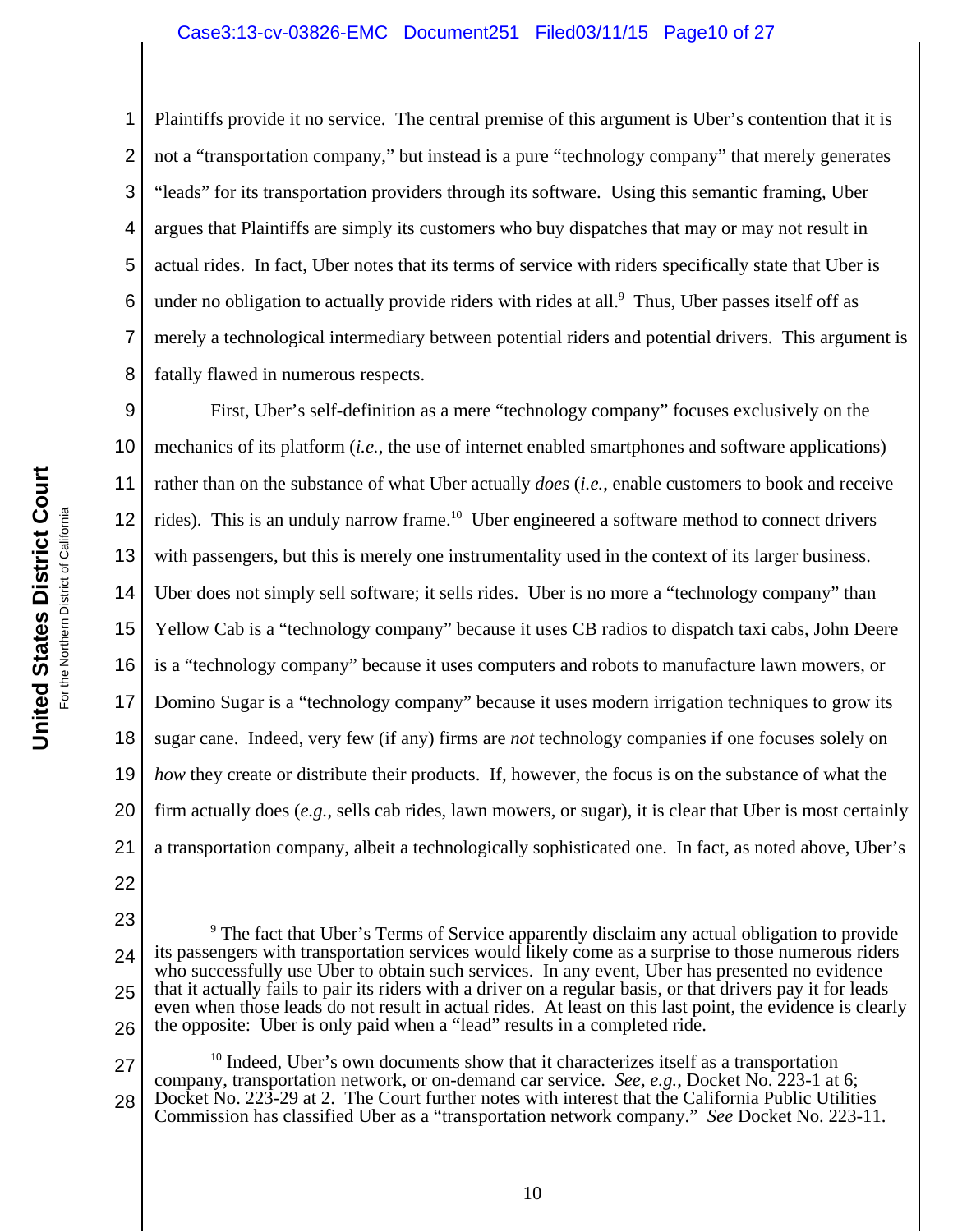Plaintiffs provide it no service. The central premise of this argument is Uber's contention that it is not a "transportation company," but instead is a pure "technology company" that merely generates "leads" for its transportation providers through its software. Using this semantic framing, Uber argues that Plaintiffs are simply its customers who buy dispatches that may or may not result in actual rides. In fact, Uber notes that its terms of service with riders specifically state that Uber is under no obligation to actually provide riders with rides at all.[9] Thus, Uber passes itself off as merely a technological intermediary between potential riders and potential drivers. This argument is fatally flawed in numerous respects.

First, Uber's self-definition as a mere "technology company" focuses exclusively on the mechanics of its platform (*i.e.*, the use of internet enabled smartphones and software applications) rather than on the substance of what Uber actually *does* (*i.e.*, enable customers to book and receive rides). This is an unduly narrow frame.[10] Uber engineered a software method to connect drivers with passengers, but this is merely one instrumentality used in the context of its larger business. Uber does not simply sell software; it sells rides. Uber is no more a "technology company" than Yellow Cab is a "technology company" because it uses CB radios to dispatch taxi cabs, John Deere is a "technology company" because it uses computers and robots to manufacture lawn mowers, or Domino Sugar is a "technology company" because it uses modern irrigation techniques to grow its sugar cane. Indeed, very few (if any) firms are *not* technology companies if one focuses solely on *how* they create or distribute their products. If, however, the focus is on the substance of what the firm actually does (*e.g.*, sells cab rides, lawn mowers, or sugar), it is clear that Uber is most certainly a transportation company, albeit a technologically sophisticated one. In fact, as noted above, Uber's

---

[9] The fact that Uber's Terms of Service apparently disclaim any actual obligation to provide its passengers with transportation services would likely come as a surprise to those numerous riders who successfully use Uber to obtain such services. In any event, Uber has presented no evidence that it actually fails to pair its riders with a driver on a regular basis, or that drivers pay it for leads even when those leads do not result in actual rides. At least on this last point, the evidence is clearly the opposite: Uber is only paid when a "lead" results in a completed ride.

[10] Indeed, Uber's own documents show that it characterizes itself as a transportation company, transportation network, or on-demand car service. *See, e.g.*, Docket No. 223-1 at 6; Docket No. 223-29 at 2. The Court further notes with interest that the California Public Utilities Commission has classified Uber as a "transportation network company." *See* Docket No. 223-11.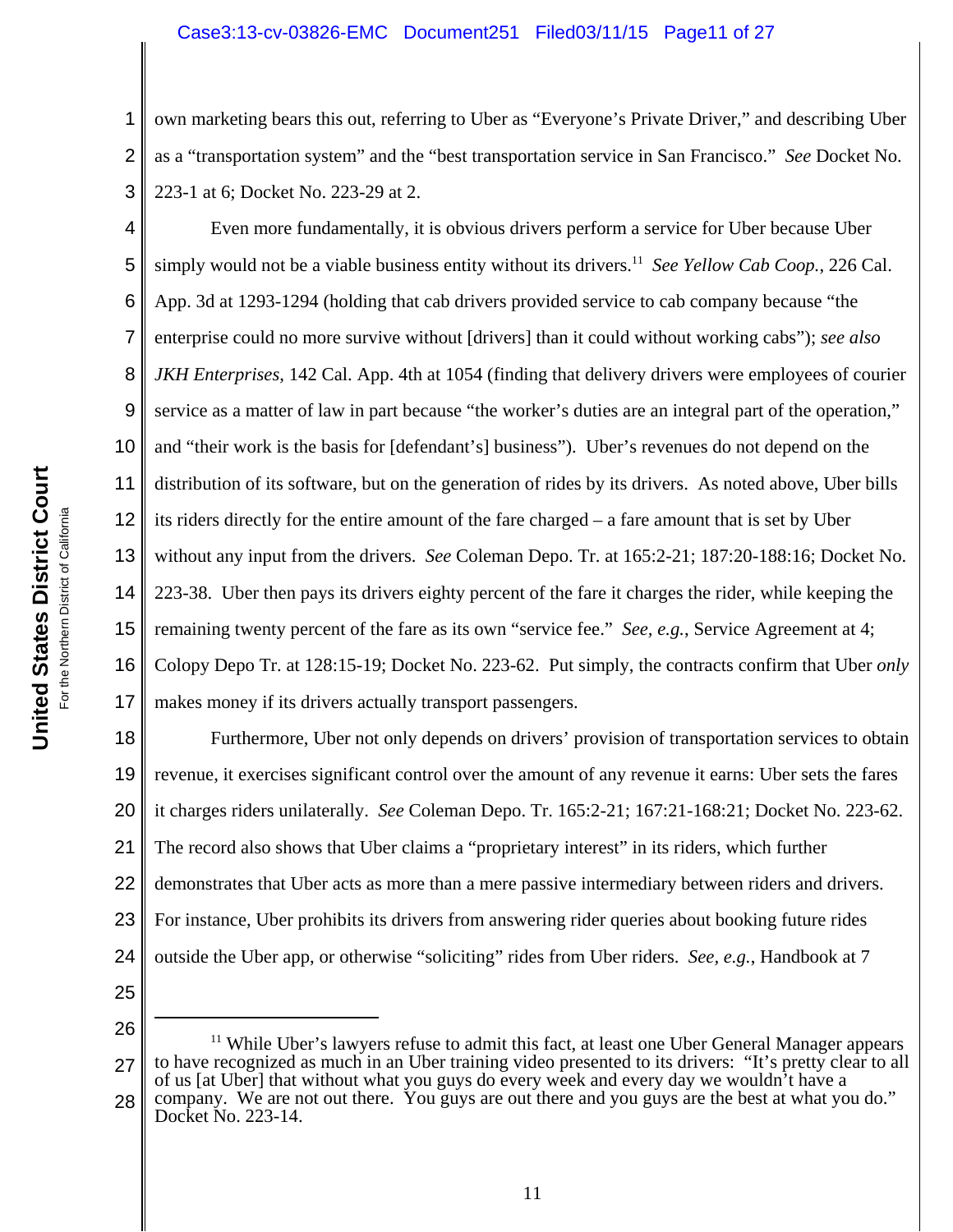own marketing bears this out, referring to Uber as "Everyone's Private Driver," and describing Uber as a "transportation system" and the "best transportation service in San Francisco." *See* Docket No. 223-1 at 6; Docket No. 223-29 at 2.

Even more fundamentally, it is obvious drivers perform a service for Uber because Uber simply would not be a viable business entity without its drivers.[11] *See Yellow Cab Coop.*, 226 Cal. App. 3d at 1293-1294 (holding that cab drivers provided service to cab company because "the enterprise could no more survive without [drivers] than it could without working cabs"); *see also JKH Enterprises*, 142 Cal. App. 4th at 1054 (finding that delivery drivers were employees of courier service as a matter of law in part because "the worker's duties are an integral part of the operation," and "their work is the basis for [defendant's] business"). Uber's revenues do not depend on the distribution of its software, but on the generation of rides by its drivers. As noted above, Uber bills its riders directly for the entire amount of the fare charged – a fare amount that is set by Uber without any input from the drivers. *See* Coleman Depo. Tr. at 165:2-21; 187:20-188:16; Docket No. 223-38. Uber then pays its drivers eighty percent of the fare it charges the rider, while keeping the remaining twenty percent of the fare as its own "service fee." *See, e.g.*, Service Agreement at 4; Colopy Depo Tr. at 128:15-19; Docket No. 223-62. Put simply, the contracts confirm that Uber *only* makes money if its drivers actually transport passengers.

Furthermore, Uber not only depends on drivers' provision of transportation services to obtain revenue, it exercises significant control over the amount of any revenue it earns: Uber sets the fares it charges riders unilaterally. *See* Coleman Depo. Tr. 165:2-21; 167:21-168:21; Docket No. 223-62. The record also shows that Uber claims a "proprietary interest" in its riders, which further demonstrates that Uber acts as more than a mere passive intermediary between riders and drivers. For instance, Uber prohibits its drivers from answering rider queries about booking future rides outside the Uber app, or otherwise "soliciting" rides from Uber riders. *See, e.g.*, Handbook at 7

---

[11] While Uber's lawyers refuse to admit this fact, at least one Uber General Manager appears to have recognized as much in an Uber training video presented to its drivers: "It's pretty clear to all of us [at Uber] that without what you guys do every week and every day we wouldn't have a company. We are not out there. You guys are out there and you guys are the best at what you do." Docket No. 223-14.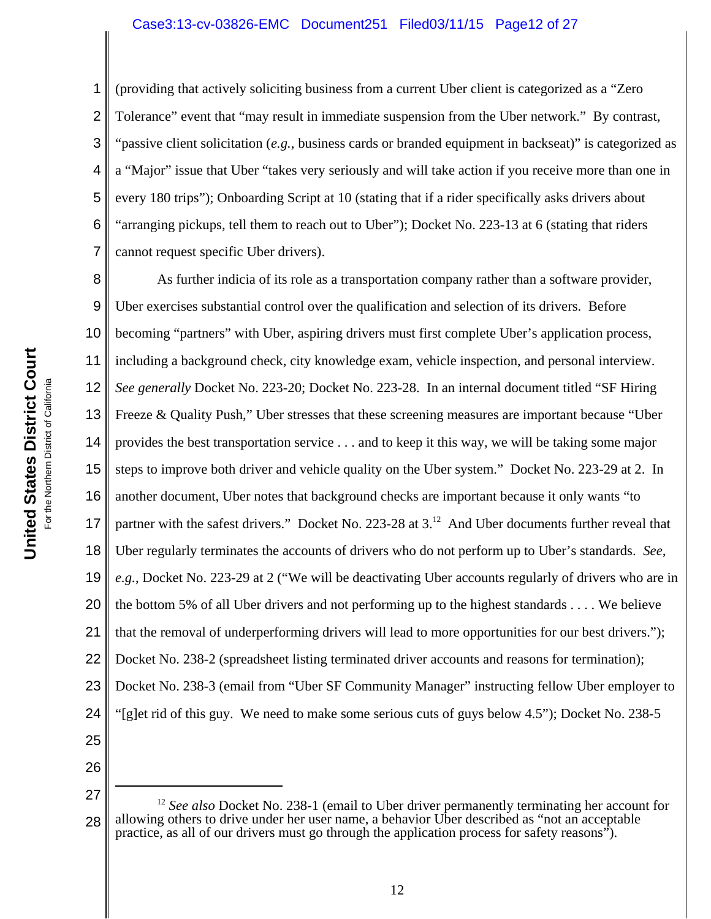(providing that actively soliciting business from a current Uber client is categorized as a "Zero Tolerance" event that "may result in immediate suspension from the Uber network." By contrast, "passive client solicitation (*e.g.*, business cards or branded equipment in backseat)" is categorized as a "Major" issue that Uber "takes very seriously and will take action if you receive more than one in every 180 trips"); Onboarding Script at 10 (stating that if a rider specifically asks drivers about "arranging pickups, tell them to reach out to Uber"); Docket No. 223-13 at 6 (stating that riders cannot request specific Uber drivers).

As further indicia of its role as a transportation company rather than a software provider, Uber exercises substantial control over the qualification and selection of its drivers. Before becoming "partners" with Uber, aspiring drivers must first complete Uber's application process, including a background check, city knowledge exam, vehicle inspection, and personal interview. *See generally* Docket No. 223-20; Docket No. 223-28. In an internal document titled "SF Hiring Freeze & Quality Push," Uber stresses that these screening measures are important because "Uber provides the best transportation service . . . and to keep it this way, we will be taking some major steps to improve both driver and vehicle quality on the Uber system." Docket No. 223-29 at 2. In another document, Uber notes that background checks are important because it only wants "to partner with the safest drivers." Docket No. 223-28 at 3.[12] And Uber documents further reveal that Uber regularly terminates the accounts of drivers who do not perform up to Uber's standards. *See, e.g.*, Docket No. 223-29 at 2 ("We will be deactivating Uber accounts regularly of drivers who are in the bottom 5% of all Uber drivers and not performing up to the highest standards . . . . We believe that the removal of underperforming drivers will lead to more opportunities for our best drivers."); Docket No. 238-2 (spreadsheet listing terminated driver accounts and reasons for termination); Docket No. 238-3 (email from "Uber SF Community Manager" instructing fellow Uber employer to "[g]et rid of this guy. We need to make some serious cuts of guys below 4.5"); Docket No. 238-5

---

[12] *See also* Docket No. 238-1 (email to Uber driver permanently terminating her account for allowing others to drive under her user name, a behavior Uber described as "not an acceptable practice, as all of our drivers must go through the application process for safety reasons").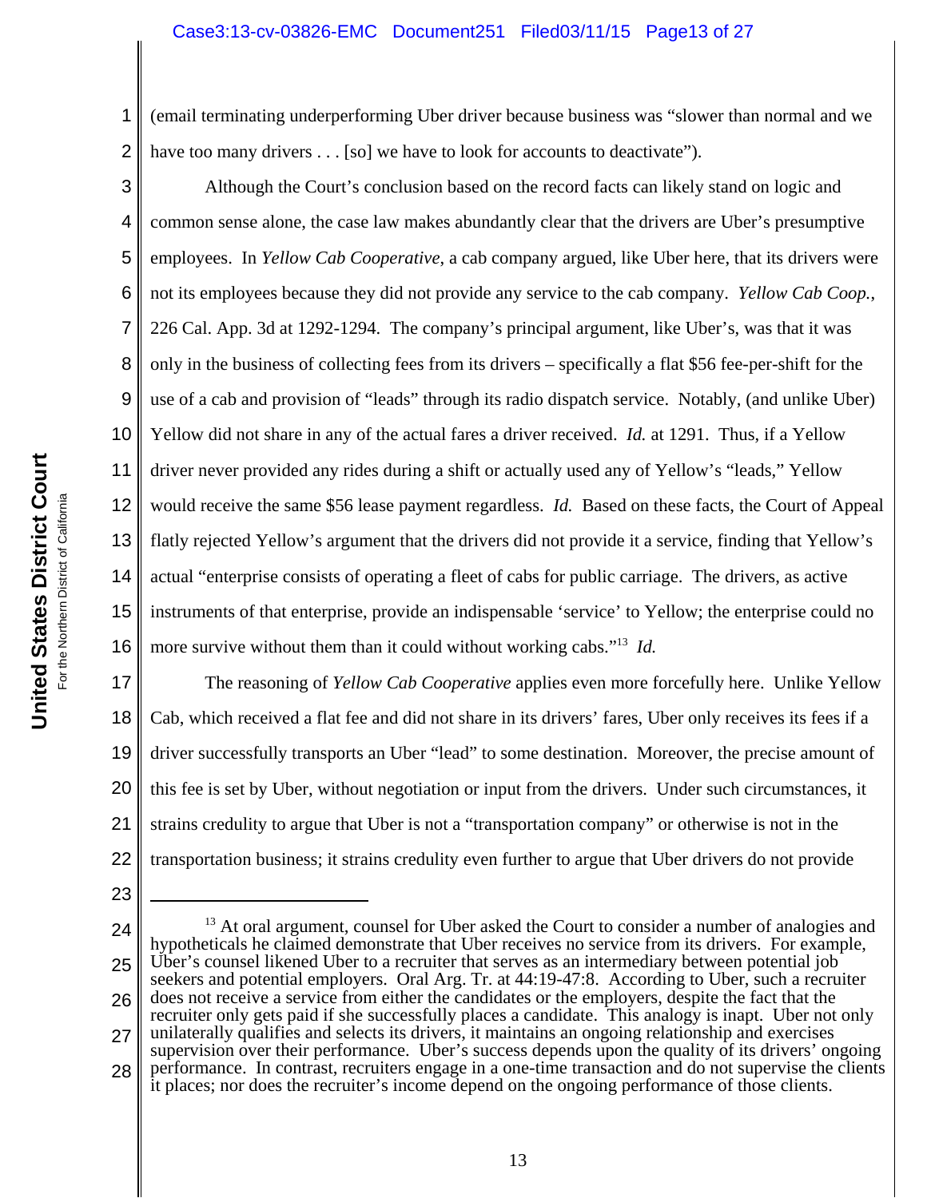(email terminating underperforming Uber driver because business was "slower than normal and we have too many drivers . . . [so] we have to look for accounts to deactivate").

Although the Court's conclusion based on the record facts can likely stand on logic and common sense alone, the case law makes abundantly clear that the drivers are Uber's presumptive employees. In *Yellow Cab Cooperative*, a cab company argued, like Uber here, that its drivers were not its employees because they did not provide any service to the cab company. *Yellow Cab Coop.*, 226 Cal. App. 3d at 1292-1294. The company's principal argument, like Uber's, was that it was only in the business of collecting fees from its drivers – specifically a flat $56 fee-per-shift for the use of a cab and provision of "leads" through its radio dispatch service. Notably, (and unlike Uber) Yellow did not share in any of the actual fares a driver received. *Id.* at 1291. Thus, if a Yellow driver never provided any rides during a shift or actually used any of Yellow's "leads," Yellow would receive the same $56 lease payment regardless. *Id.* Based on these facts, the Court of Appeal flatly rejected Yellow's argument that the drivers did not provide it a service, finding that Yellow's actual "enterprise consists of operating a fleet of cabs for public carriage. The drivers, as active instruments of that enterprise, provide an indispensable 'service' to Yellow; the enterprise could no more survive without them than it could without working cabs."[13] *Id.*

The reasoning of *Yellow Cab Cooperative* applies even more forcefully here. Unlike Yellow Cab, which received a flat fee and did not share in its drivers' fares, Uber only receives its fees if a driver successfully transports an Uber "lead" to some destination. Moreover, the precise amount of this fee is set by Uber, without negotiation or input from the drivers. Under such circumstances, it strains credulity to argue that Uber is not a "transportation company" or otherwise is not in the transportation business; it strains credulity even further to argue that Uber drivers do not provide

---

[13] At oral argument, counsel for Uber asked the Court to consider a number of analogies and hypotheticals he claimed demonstrate that Uber receives no service from its drivers. For example, Uber's counsel likened Uber to a recruiter that serves as an intermediary between potential job seekers and potential employers. Oral Arg. Tr. at 44:19-47:8. According to Uber, such a recruiter does not receive a service from either the candidates or the employers, despite the fact that the recruiter only gets paid if she successfully places a candidate. This analogy is inapt. Uber not only unilaterally qualifies and selects its drivers, it maintains an ongoing relationship and exercises supervision over their performance. Uber's success depends upon the quality of its drivers' ongoing performance. In contrast, recruiters engage in a one-time transaction and do not supervise the clients it places; nor does the recruiter's income depend on the ongoing performance of those clients.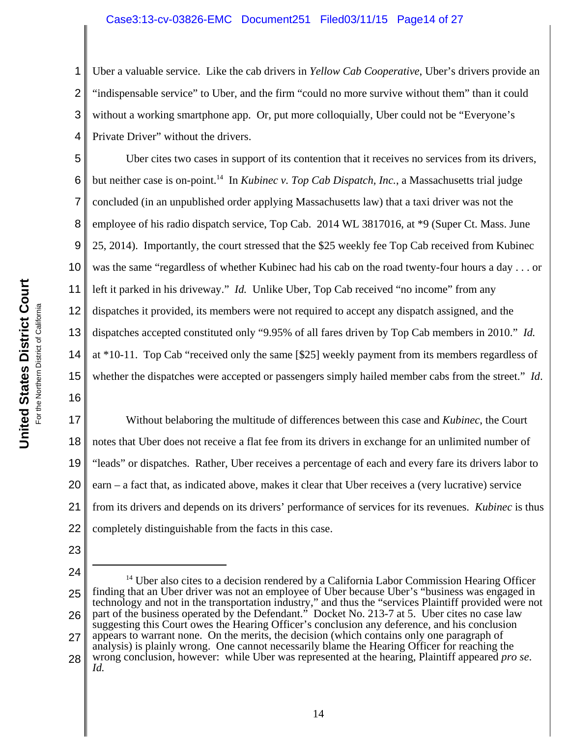Uber a valuable service. Like the cab drivers in *Yellow Cab Cooperative*, Uber's drivers provide an "indispensable service" to Uber, and the firm "could no more survive without them" than it could without a working smartphone app. Or, put more colloquially, Uber could not be "Everyone's Private Driver" without the drivers.

Uber cites two cases in support of its contention that it receives no services from its drivers, but neither case is on-point.[14] In *Kubinec v. Top Cab Dispatch, Inc.*, a Massachusetts trial judge concluded (in an unpublished order applying Massachusetts law) that a taxi driver was not the employee of his radio dispatch service, Top Cab. 2014 WL 3817016, at *9 (Super Ct. Mass. June 25, 2014). Importantly, the court stressed that the $25 weekly fee Top Cab received from Kubinec was the same "regardless of whether Kubinec had his cab on the road twenty-four hours a day . . . or left it parked in his driveway." *Id.* Unlike Uber, Top Cab received "no income" from any dispatches it provided, its members were not required to accept any dispatch assigned, and the dispatches accepted constituted only "9.95% of all fares driven by Top Cab members in 2010." *Id.* at *10-11. Top Cab "received only the same [$25] weekly payment from its members regardless of whether the dispatches were accepted or passengers simply hailed member cabs from the street." *Id*.

Without belaboring the multitude of differences between this case and *Kubinec*, the Court notes that Uber does not receive a flat fee from its drivers in exchange for an unlimited number of "leads" or dispatches. Rather, Uber receives a percentage of each and every fare its drivers labor to earn – a fact that, as indicated above, makes it clear that Uber receives a (very lucrative) service from its drivers and depends on its drivers' performance of services for its revenues. *Kubinec* is thus completely distinguishable from the facts in this case.

---

[14] Uber also cites to a decision rendered by a California Labor Commission Hearing Officer finding that an Uber driver was not an employee of Uber because Uber's "business was engaged in technology and not in the transportation industry," and thus the "services Plaintiff provided were not part of the business operated by the Defendant." Docket No. 213-7 at 5. Uber cites no case law suggesting this Court owes the Hearing Officer's conclusion any deference, and his conclusion appears to warrant none. On the merits, the decision (which contains only one paragraph of analysis) is plainly wrong. One cannot necessarily blame the Hearing Officer for reaching the wrong conclusion, however: while Uber was represented at the hearing, Plaintiff appeared *pro se*. *Id.*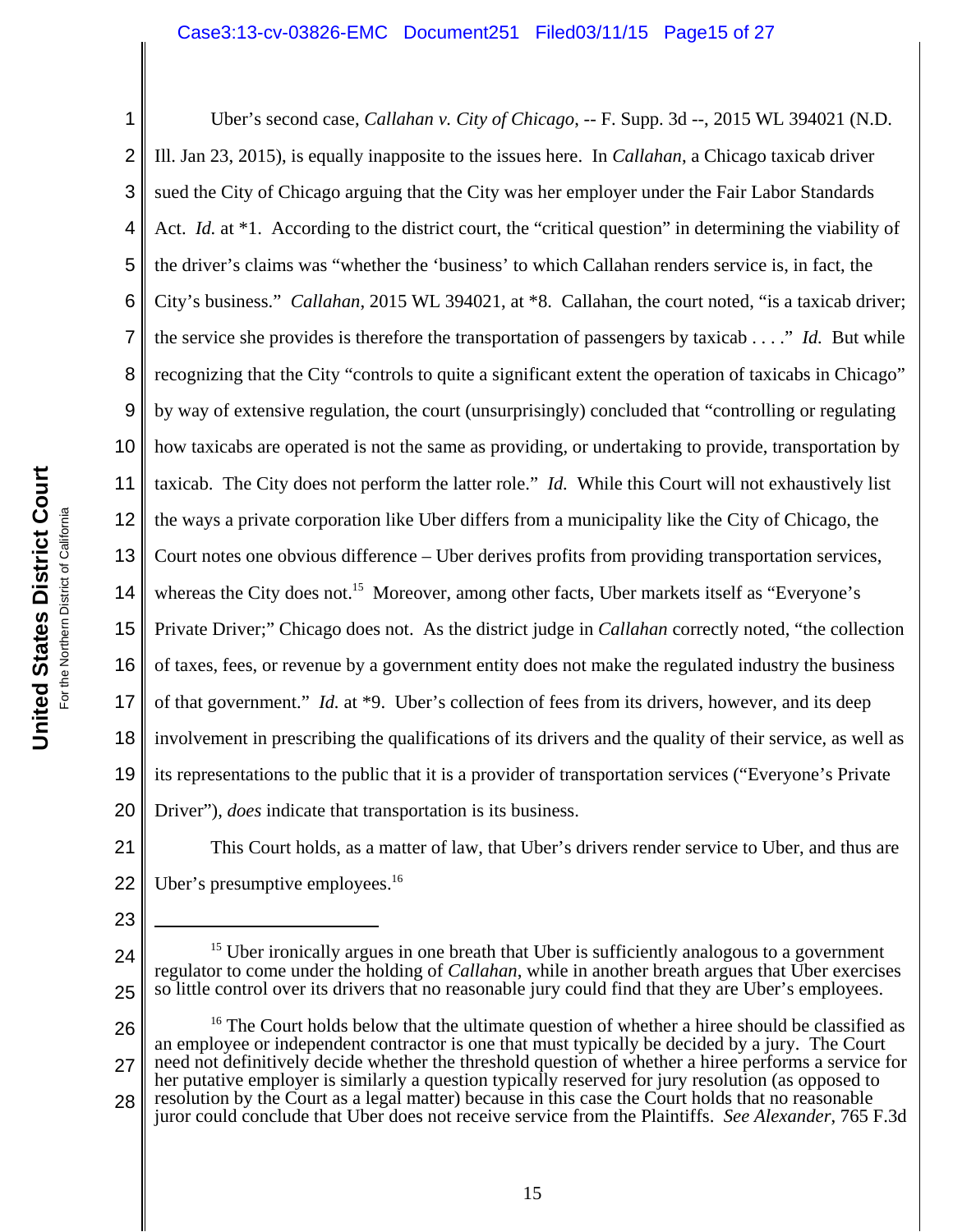Uber's second case, *Callahan v. City of Chicago*, -- F. Supp. 3d --, 2015 WL 394021 (N.D. Ill. Jan 23, 2015), is equally inapposite to the issues here. In *Callahan*, a Chicago taxicab driver sued the City of Chicago arguing that the City was her employer under the Fair Labor Standards Act. *Id.* at *1. According to the district court, the "critical question" in determining the viability of the driver's claims was "whether the 'business' to which Callahan renders service is, in fact, the City's business." *Callahan*, 2015 WL 394021, at *8. Callahan, the court noted, "is a taxicab driver; the service she provides is therefore the transportation of passengers by taxicab . . . ." *Id.* But while recognizing that the City "controls to quite a significant extent the operation of taxicabs in Chicago" by way of extensive regulation, the court (unsurprisingly) concluded that "controlling or regulating how taxicabs are operated is not the same as providing, or undertaking to provide, transportation by taxicab. The City does not perform the latter role." *Id.* While this Court will not exhaustively list the ways a private corporation like Uber differs from a municipality like the City of Chicago, the Court notes one obvious difference – Uber derives profits from providing transportation services, whereas the City does not.[15] Moreover, among other facts, Uber markets itself as "Everyone's Private Driver;" Chicago does not. As the district judge in *Callahan* correctly noted, "the collection of taxes, fees, or revenue by a government entity does not make the regulated industry the business of that government." *Id.* at *9. Uber's collection of fees from its drivers, however, and its deep involvement in prescribing the qualifications of its drivers and the quality of their service, as well as its representations to the public that it is a provider of transportation services ("Everyone's Private Driver"), *does* indicate that transportation is its business.

This Court holds, as a matter of law, that Uber's drivers render service to Uber, and thus are Uber's presumptive employees.[16]

---

[15] Uber ironically argues in one breath that Uber is sufficiently analogous to a government regulator to come under the holding of *Callahan*, while in another breath argues that Uber exercises so little control over its drivers that no reasonable jury could find that they are Uber's employees.

[16] The Court holds below that the ultimate question of whether a hiree should be classified as an employee or independent contractor is one that must typically be decided by a jury. The Court need not definitively decide whether the threshold question of whether a hiree performs a service for her putative employer is similarly a question typically reserved for jury resolution (as opposed to resolution by the Court as a legal matter) because in this case the Court holds that no reasonable juror could conclude that Uber does not receive service from the Plaintiffs. *See Alexander*, 765 F.3d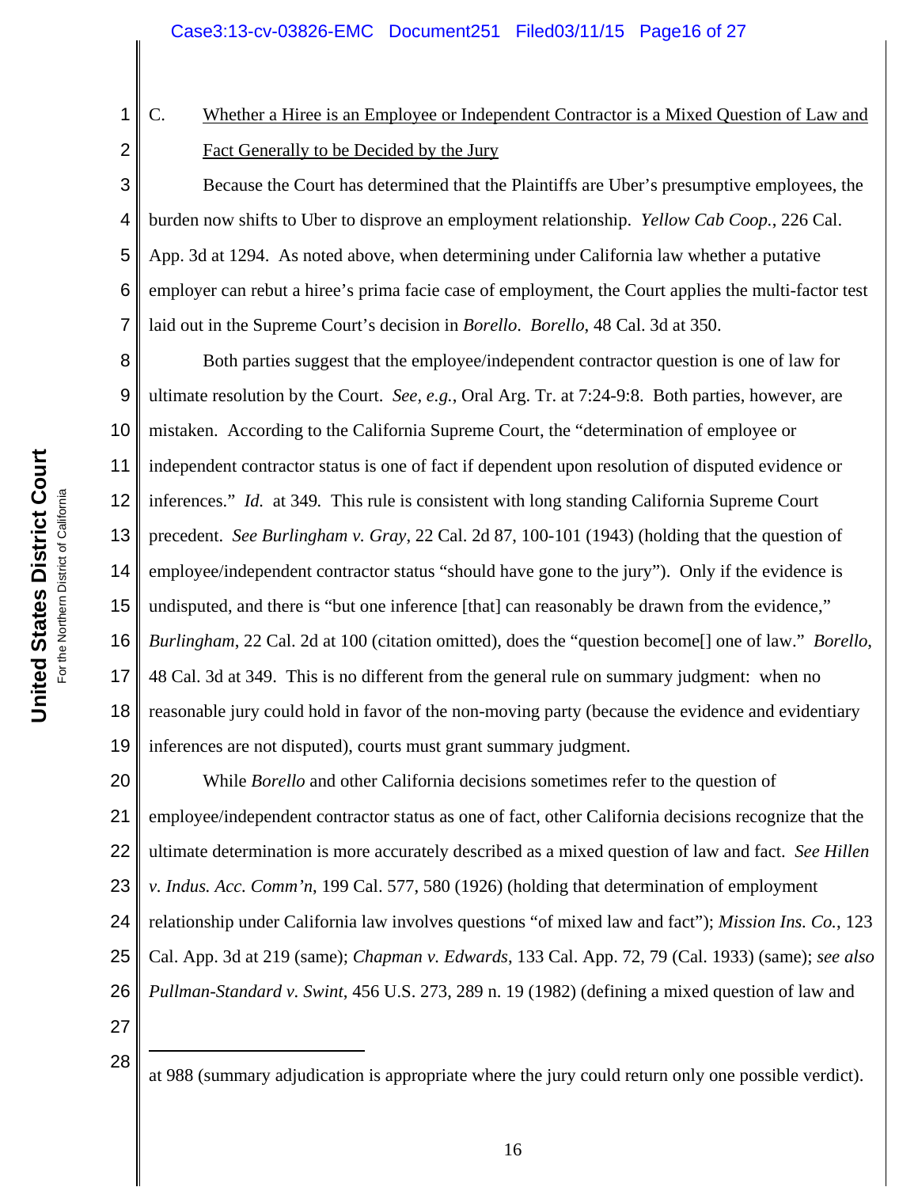C. <u>Whether a Hiree is an Employee or Independent Contractor is a Mixed Question of Law and Fact Generally to be Decided by the Jury</u>

Because the Court has determined that the Plaintiffs are Uber's presumptive employees, the burden now shifts to Uber to disprove an employment relationship. *Yellow Cab Coop.*, 226 Cal. App. 3d at 1294. As noted above, when determining under California law whether a putative employer can rebut a hiree's prima facie case of employment, the Court applies the multi-factor test laid out in the Supreme Court's decision in *Borello*. *Borello*, 48 Cal. 3d at 350.

Both parties suggest that the employee/independent contractor question is one of law for ultimate resolution by the Court. *See, e.g.*, Oral Arg. Tr. at 7:24-9:8. Both parties, however, are mistaken. According to the California Supreme Court, the "determination of employee or independent contractor status is one of fact if dependent upon resolution of disputed evidence or inferences." *Id.* at 349. This rule is consistent with long standing California Supreme Court precedent. *See Burlingham v. Gray*, 22 Cal. 2d 87, 100-101 (1943) (holding that the question of employee/independent contractor status "should have gone to the jury"). Only if the evidence is undisputed, and there is "but one inference [that] can reasonably be drawn from the evidence," *Burlingham*, 22 Cal. 2d at 100 (citation omitted), does the "question become[] one of law." *Borello*, 48 Cal. 3d at 349. This is no different from the general rule on summary judgment: when no reasonable jury could hold in favor of the non-moving party (because the evidence and evidentiary inferences are not disputed), courts must grant summary judgment.

While *Borello* and other California decisions sometimes refer to the question of employee/independent contractor status as one of fact, other California decisions recognize that the ultimate determination is more accurately described as a mixed question of law and fact. *See Hillen v. Indus. Acc. Comm'n*, 199 Cal. 577, 580 (1926) (holding that determination of employment relationship under California law involves questions "of mixed law and fact"); *Mission Ins. Co.*, 123 Cal. App. 3d at 219 (same); *Chapman v. Edwards*, 133 Cal. App. 72, 79 (Cal. 1933) (same); *see also Pullman-Standard v. Swint*, 456 U.S. 273, 289 n. 19 (1982) (defining a mixed question of law and

---

at 988 (summary adjudication is appropriate where the jury could return only one possible verdict).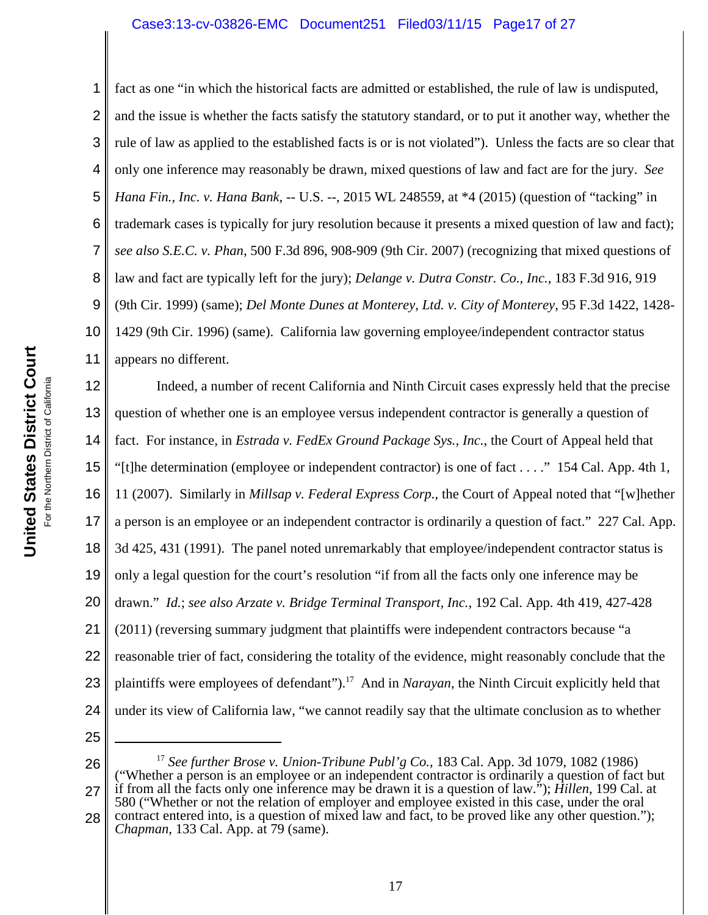fact as one "in which the historical facts are admitted or established, the rule of law is undisputed, and the issue is whether the facts satisfy the statutory standard, or to put it another way, whether the rule of law as applied to the established facts is or is not violated"). Unless the facts are so clear that only one inference may reasonably be drawn, mixed questions of law and fact are for the jury. *See Hana Fin., Inc. v. Hana Bank*, -- U.S. --, 2015 WL 248559, at *4 (2015) (question of "tacking" in trademark cases is typically for jury resolution because it presents a mixed question of law and fact); *see also S.E.C. v. Phan*, 500 F.3d 896, 908-909 (9th Cir. 2007) (recognizing that mixed questions of law and fact are typically left for the jury); *Delange v. Dutra Constr. Co., Inc.*, 183 F.3d 916, 919 (9th Cir. 1999) (same); *Del Monte Dunes at Monterey, Ltd. v. City of Monterey*, 95 F.3d 1422, 1428-1429 (9th Cir. 1996) (same). California law governing employee/independent contractor status appears no different.

Indeed, a number of recent California and Ninth Circuit cases expressly held that the precise question of whether one is an employee versus independent contractor is generally a question of fact. For instance, in *Estrada v. FedEx Ground Package Sys., Inc.*, the Court of Appeal held that "[t]he determination (employee or independent contractor) is one of fact . . . ." 154 Cal. App. 4th 1, 11 (2007). Similarly in *Millsap v. Federal Express Corp.*, the Court of Appeal noted that "[w]hether a person is an employee or an independent contractor is ordinarily a question of fact." 227 Cal. App. 3d 425, 431 (1991). The panel noted unremarkably that employee/independent contractor status is only a legal question for the court's resolution "if from all the facts only one inference may be drawn." *Id.*; *see also Arzate v. Bridge Terminal Transport, Inc.*, 192 Cal. App. 4th 419, 427-428 (2011) (reversing summary judgment that plaintiffs were independent contractors because "a reasonable trier of fact, considering the totality of the evidence, might reasonably conclude that the plaintiffs were employees of defendant").[17] And in *Narayan*, the Ninth Circuit explicitly held that under its view of California law, "we cannot readily say that the ultimate conclusion as to whether

---

[17] *See further Brose v. Union-Tribune Publ'g Co.*, 183 Cal. App. 3d 1079, 1082 (1986) ("Whether a person is an employee or an independent contractor is ordinarily a question of fact but if from all the facts only one inference may be drawn it is a question of law."); *Hillen*, 199 Cal. at 580 ("Whether or not the relation of employer and employee existed in this case, under the oral contract entered into, is a question of mixed law and fact, to be proved like any other question."); *Chapman*, 133 Cal. App. at 79 (same).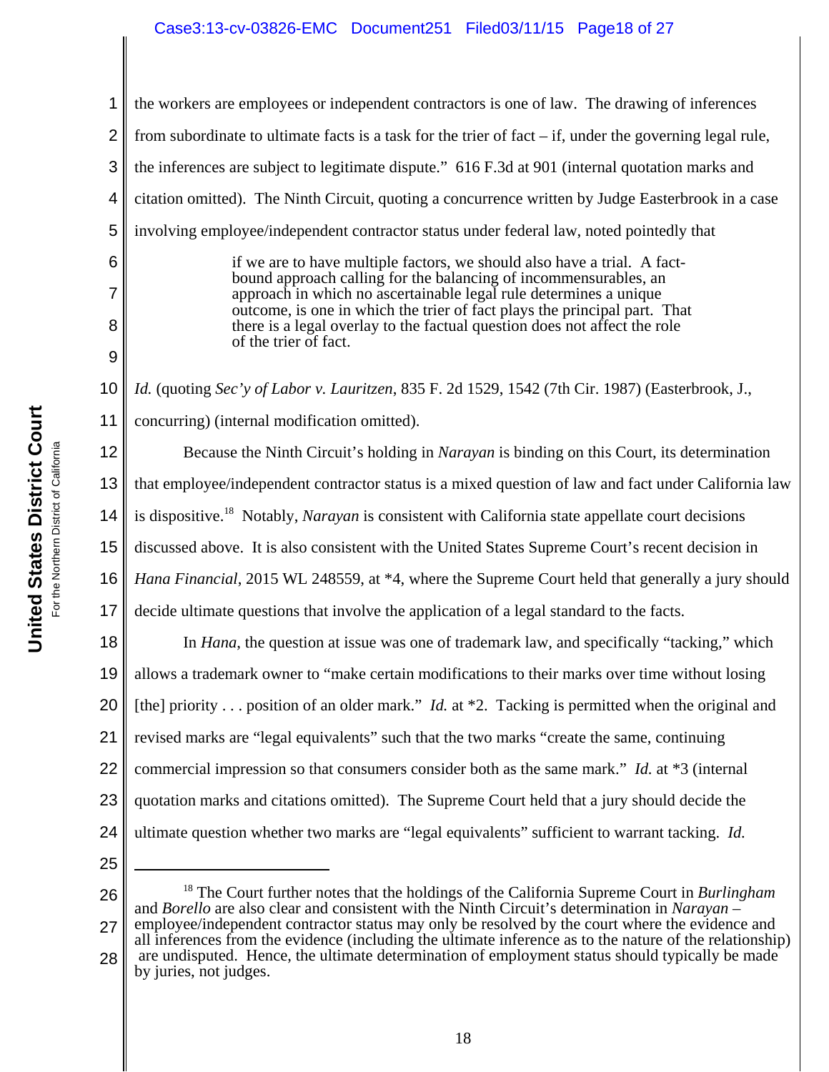the workers are employees or independent contractors is one of law. The drawing of inferences from subordinate to ultimate facts is a task for the trier of fact – if, under the governing legal rule, the inferences are subject to legitimate dispute." 616 F.3d at 901 (internal quotation marks and citation omitted). The Ninth Circuit, quoting a concurrence written by Judge Easterbrook in a case involving employee/independent contractor status under federal law, noted pointedly that

> if we are to have multiple factors, we should also have a trial. A fact-bound approach calling for the balancing of incommensurables, an approach in which no ascertainable legal rule determines a unique outcome, is one in which the trier of fact plays the principal part. That there is a legal overlay to the factual question does not affect the role of the trier of fact.

*Id.* (quoting *Sec'y of Labor v. Lauritzen*, 835 F. 2d 1529, 1542 (7th Cir. 1987) (Easterbrook, J., concurring) (internal modification omitted).

Because the Ninth Circuit's holding in *Narayan* is binding on this Court, its determination that employee/independent contractor status is a mixed question of law and fact under California law is dispositive.[18] Notably, *Narayan* is consistent with California state appellate court decisions discussed above. It is also consistent with the United States Supreme Court's recent decision in *Hana Financial*, 2015 WL 248559, at *4, where the Supreme Court held that generally a jury should decide ultimate questions that involve the application of a legal standard to the facts.

In *Hana*, the question at issue was one of trademark law, and specifically "tacking," which allows a trademark owner to "make certain modifications to their marks over time without losing [the] priority . . . position of an older mark." *Id.* at *2. Tacking is permitted when the original and revised marks are "legal equivalents" such that the two marks "create the same, continuing commercial impression so that consumers consider both as the same mark." *Id.* at *3 (internal quotation marks and citations omitted). The Supreme Court held that a jury should decide the ultimate question whether two marks are "legal equivalents" sufficient to warrant tacking. *Id.*

---

[18] The Court further notes that the holdings of the California Supreme Court in *Burlingham* and *Borello* are also clear and consistent with the Ninth Circuit's determination in *Narayan* – employee/independent contractor status may only be resolved by the court where the evidence and all inferences from the evidence (including the ultimate inference as to the nature of the relationship) are undisputed. Hence, the ultimate determination of employment status should typically be made by juries, not judges.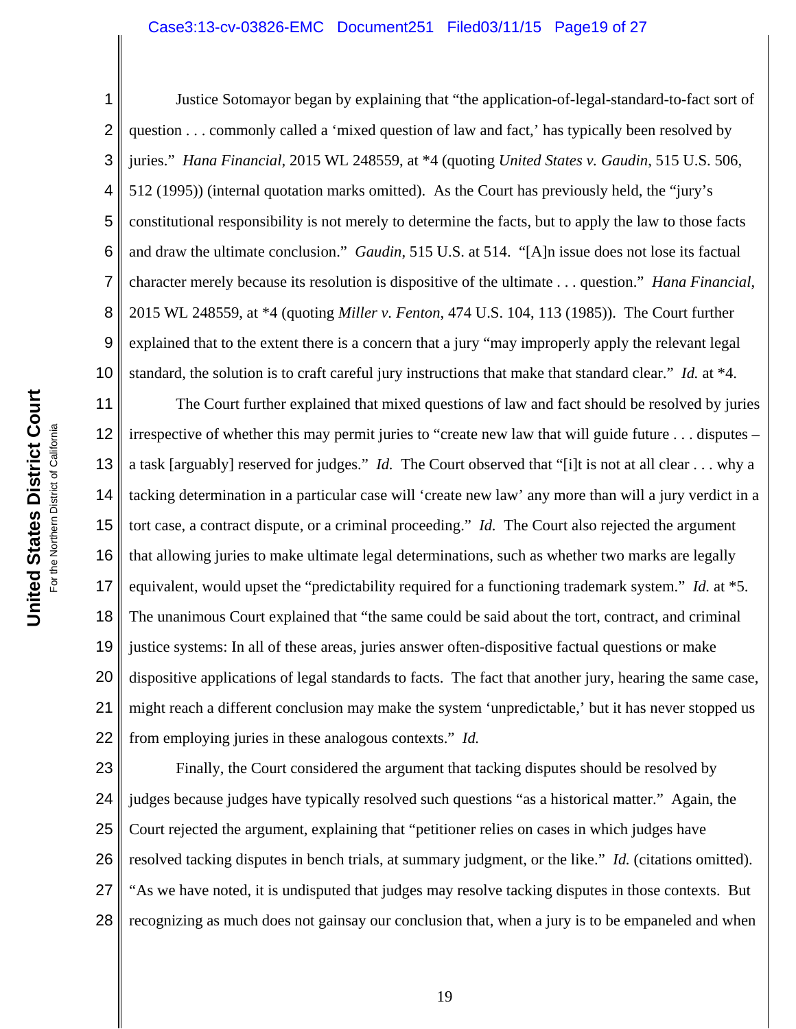Justice Sotomayor began by explaining that "the application-of-legal-standard-to-fact sort of question . . . commonly called a 'mixed question of law and fact,' has typically been resolved by juries." *Hana Financial*, 2015 WL 248559, at *4 (quoting *United States v. Gaudin*, 515 U.S. 506, 512 (1995)) (internal quotation marks omitted). As the Court has previously held, the "jury's constitutional responsibility is not merely to determine the facts, but to apply the law to those facts and draw the ultimate conclusion." *Gaudin*, 515 U.S. at 514. "[A]n issue does not lose its factual character merely because its resolution is dispositive of the ultimate . . . question." *Hana Financial*, 2015 WL 248559, at *4 (quoting *Miller v. Fenton*, 474 U.S. 104, 113 (1985)). The Court further explained that to the extent there is a concern that a jury "may improperly apply the relevant legal standard, the solution is to craft careful jury instructions that make that standard clear." *Id.* at *4.

The Court further explained that mixed questions of law and fact should be resolved by juries irrespective of whether this may permit juries to "create new law that will guide future . . . disputes – a task [arguably] reserved for judges." *Id.* The Court observed that "[i]t is not at all clear . . . why a tacking determination in a particular case will 'create new law' any more than will a jury verdict in a tort case, a contract dispute, or a criminal proceeding." *Id.* The Court also rejected the argument that allowing juries to make ultimate legal determinations, such as whether two marks are legally equivalent, would upset the "predictability required for a functioning trademark system." *Id.* at *5. The unanimous Court explained that "the same could be said about the tort, contract, and criminal justice systems: In all of these areas, juries answer often-dispositive factual questions or make dispositive applications of legal standards to facts. The fact that another jury, hearing the same case, might reach a different conclusion may make the system 'unpredictable,' but it has never stopped us from employing juries in these analogous contexts." *Id.*

Finally, the Court considered the argument that tacking disputes should be resolved by judges because judges have typically resolved such questions "as a historical matter." Again, the Court rejected the argument, explaining that "petitioner relies on cases in which judges have resolved tacking disputes in bench trials, at summary judgment, or the like." *Id.* (citations omitted). "As we have noted, it is undisputed that judges may resolve tacking disputes in those contexts. But recognizing as much does not gainsay our conclusion that, when a jury is to be empaneled and when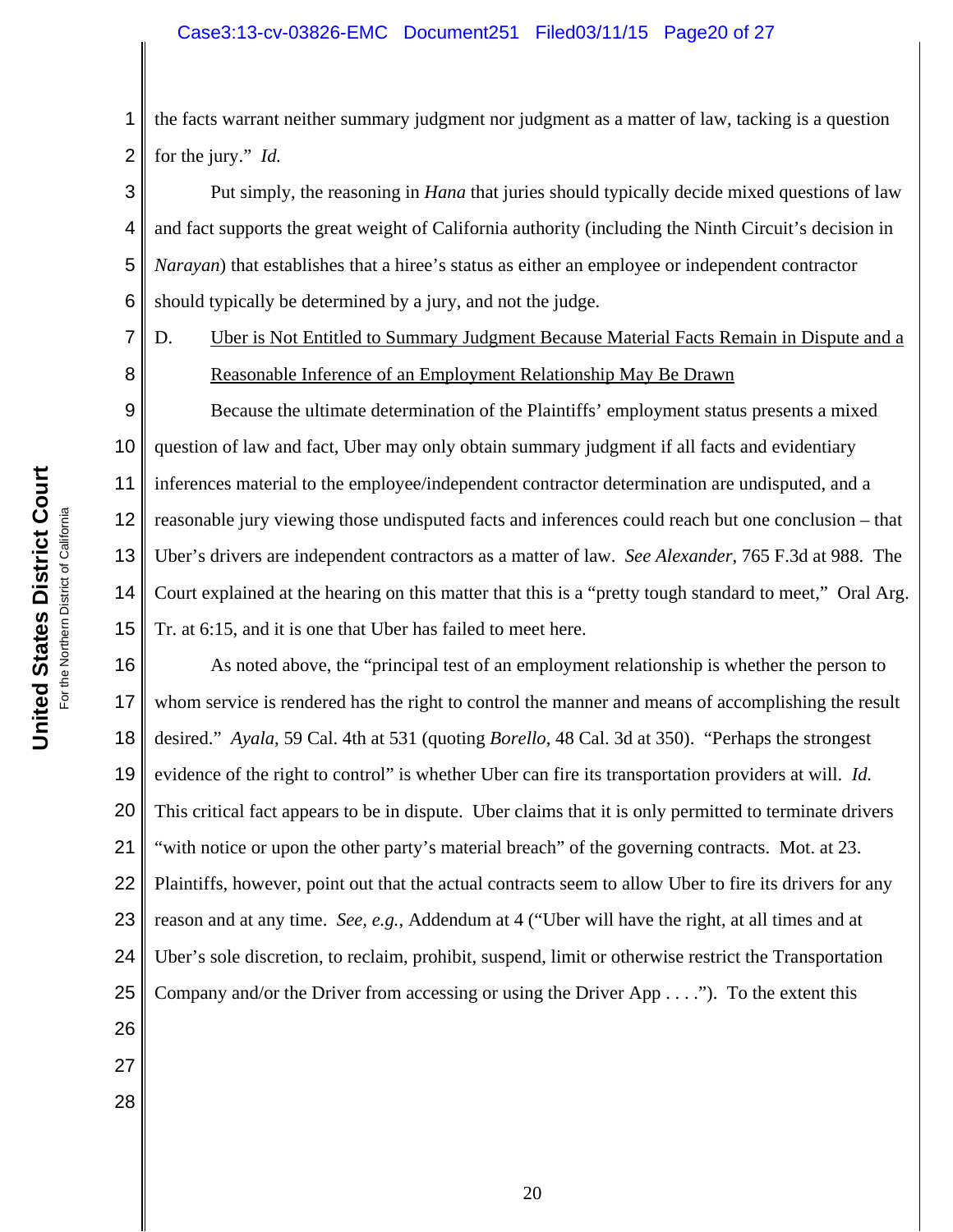the facts warrant neither summary judgment nor judgment as a matter of law, tacking is a question for the jury." *Id.*

Put simply, the reasoning in *Hana* that juries should typically decide mixed questions of law and fact supports the great weight of California authority (including the Ninth Circuit's decision in *Narayan*) that establishes that a hiree's status as either an employee or independent contractor should typically be determined by a jury, and not the judge.

D. Uber is Not Entitled to Summary Judgment Because Material Facts Remain in Dispute and a Reasonable Inference of an Employment Relationship May Be Drawn

Because the ultimate determination of the Plaintiffs' employment status presents a mixed question of law and fact, Uber may only obtain summary judgment if all facts and evidentiary inferences material to the employee/independent contractor determination are undisputed, and a reasonable jury viewing those undisputed facts and inferences could reach but one conclusion – that Uber's drivers are independent contractors as a matter of law. *See Alexander*, 765 F.3d at 988. The Court explained at the hearing on this matter that this is a "pretty tough standard to meet," Oral Arg. Tr. at 6:15, and it is one that Uber has failed to meet here.

As noted above, the "principal test of an employment relationship is whether the person to whom service is rendered has the right to control the manner and means of accomplishing the result desired." *Ayala*, 59 Cal. 4th at 531 (quoting *Borello*, 48 Cal. 3d at 350). "Perhaps the strongest evidence of the right to control" is whether Uber can fire its transportation providers at will. *Id.* This critical fact appears to be in dispute. Uber claims that it is only permitted to terminate drivers "with notice or upon the other party's material breach" of the governing contracts. Mot. at 23. Plaintiffs, however, point out that the actual contracts seem to allow Uber to fire its drivers for any reason and at any time. *See, e.g.*, Addendum at 4 ("Uber will have the right, at all times and at Uber's sole discretion, to reclaim, prohibit, suspend, limit or otherwise restrict the Transportation Company and/or the Driver from accessing or using the Driver App . . . ."). To the extent this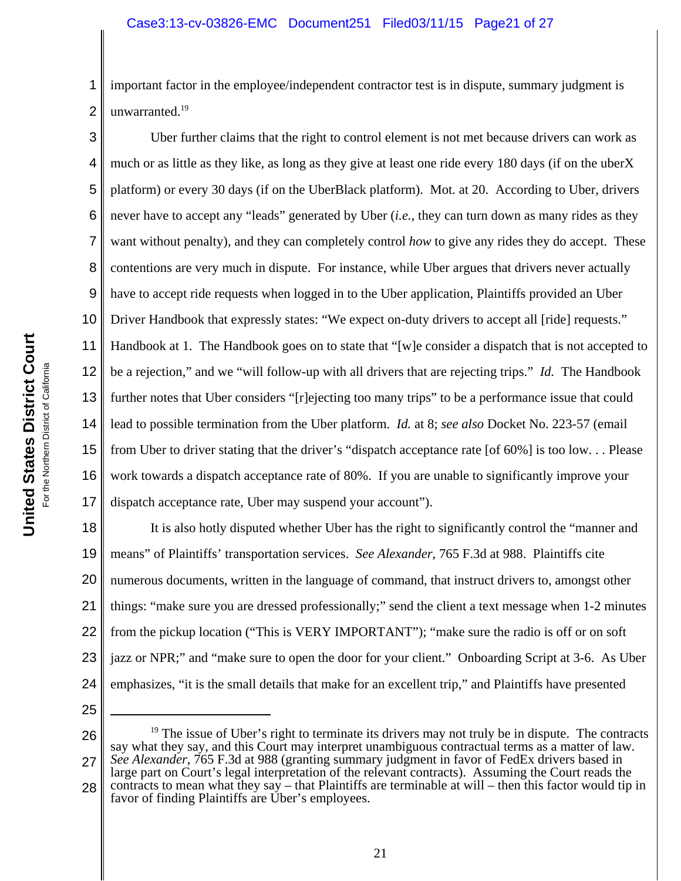important factor in the employee/independent contractor test is in dispute, summary judgment is unwarranted.[19]

Uber further claims that the right to control element is not met because drivers can work as much or as little as they like, as long as they give at least one ride every 180 days (if on the uberX platform) or every 30 days (if on the UberBlack platform). Mot. at 20. According to Uber, drivers never have to accept any "leads" generated by Uber (*i.e.*, they can turn down as many rides as they want without penalty), and they can completely control *how* to give any rides they do accept. These contentions are very much in dispute. For instance, while Uber argues that drivers never actually have to accept ride requests when logged in to the Uber application, Plaintiffs provided an Uber Driver Handbook that expressly states: "We expect on-duty drivers to accept all [ride] requests." Handbook at 1. The Handbook goes on to state that "[w]e consider a dispatch that is not accepted to be a rejection," and we "will follow-up with all drivers that are rejecting trips." *Id.* The Handbook further notes that Uber considers "[r]ejecting too many trips" to be a performance issue that could lead to possible termination from the Uber platform. *Id.* at 8; *see also* Docket No. 223-57 (email from Uber to driver stating that the driver's "dispatch acceptance rate [of 60%] is too low. . . Please work towards a dispatch acceptance rate of 80%. If you are unable to significantly improve your dispatch acceptance rate, Uber may suspend your account").

It is also hotly disputed whether Uber has the right to significantly control the "manner and means" of Plaintiffs' transportation services. *See Alexander*, 765 F.3d at 988. Plaintiffs cite numerous documents, written in the language of command, that instruct drivers to, amongst other things: "make sure you are dressed professionally;" send the client a text message when 1-2 minutes from the pickup location ("This is VERY IMPORTANT"); "make sure the radio is off or on soft jazz or NPR;" and "make sure to open the door for your client." Onboarding Script at 3-6. As Uber emphasizes, "it is the small details that make for an excellent trip," and Plaintiffs have presented

---

[19] The issue of Uber's right to terminate its drivers may not truly be in dispute. The contracts say what they say, and this Court may interpret unambiguous contractual terms as a matter of law. *See Alexander*, 765 F.3d at 988 (granting summary judgment in favor of FedEx drivers based in large part on Court's legal interpretation of the relevant contracts). Assuming the Court reads the contracts to mean what they say – that Plaintiffs are terminable at will – then this factor would tip in favor of finding Plaintiffs are Uber's employees.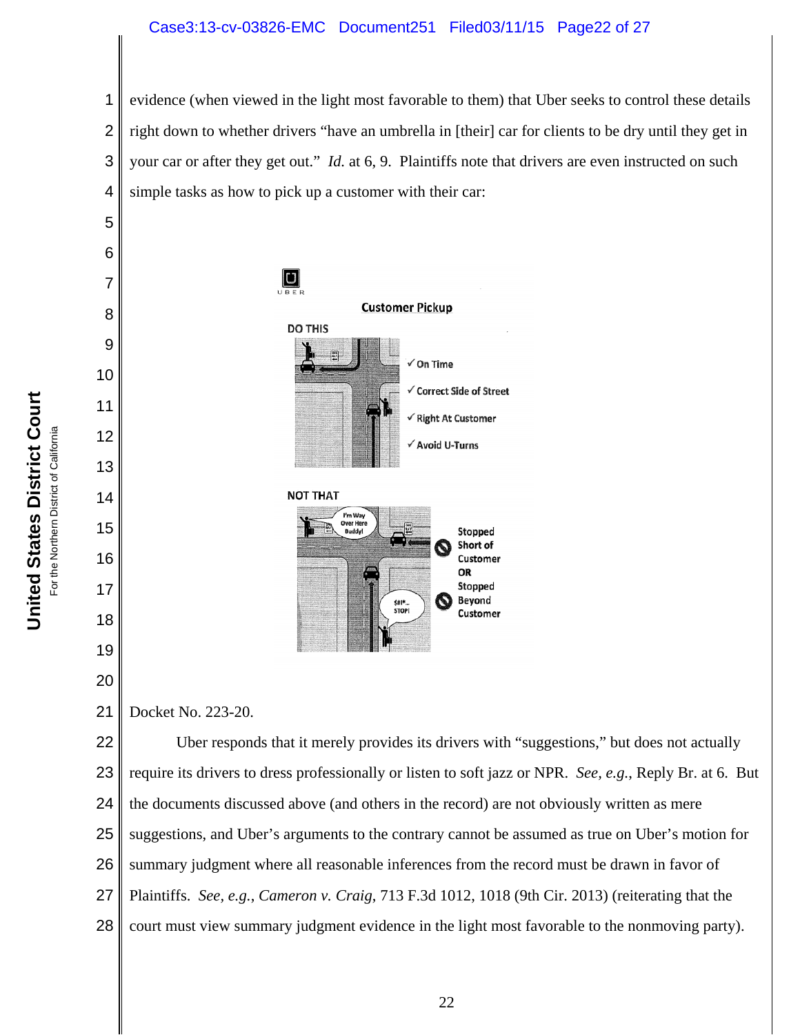evidence (when viewed in the light most favorable to them) that Uber seeks to control these details right down to whether drivers "have an umbrella in [their] car for clients to be dry until they get in your car or after they get out." *Id.* at 6, 9. Plaintiffs note that drivers are even instructed on such simple tasks as how to pick up a customer with their car:

UBER

Customer Pickup

DO THIS

✓ On Time

✓ Correct Side of Street

✓ Right At Customer

✓ Avoid U-Turns

NOT THAT

I'm Way Over Here Buddy!

Stopped Short of Customer OR Stopped Beyond Customer

$#!*_ STOP!

Docket No. 223-20.

Uber responds that it merely provides its drivers with "suggestions," but does not actually require its drivers to dress professionally or listen to soft jazz or NPR. *See, e.g.*, Reply Br. at 6. But the documents discussed above (and others in the record) are not obviously written as mere suggestions, and Uber's arguments to the contrary cannot be assumed as true on Uber's motion for summary judgment where all reasonable inferences from the record must be drawn in favor of Plaintiffs. *See, e.g.*, *Cameron v. Craig*, 713 F.3d 1012, 1018 (9th Cir. 2013) (reiterating that the court must view summary judgment evidence in the light most favorable to the nonmoving party).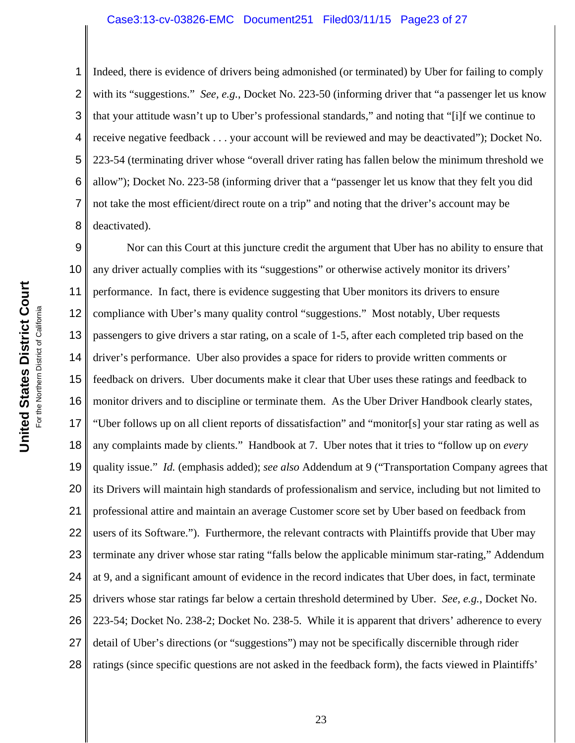Indeed, there is evidence of drivers being admonished (or terminated) by Uber for failing to comply with its "suggestions." *See, e.g.*, Docket No. 223-50 (informing driver that "a passenger let us know that your attitude wasn't up to Uber's professional standards," and noting that "[i]f we continue to receive negative feedback . . . your account will be reviewed and may be deactivated"); Docket No. 223-54 (terminating driver whose "overall driver rating has fallen below the minimum threshold we allow"); Docket No. 223-58 (informing driver that a "passenger let us know that they felt you did not take the most efficient/direct route on a trip" and noting that the driver's account may be deactivated).

Nor can this Court at this juncture credit the argument that Uber has no ability to ensure that any driver actually complies with its "suggestions" or otherwise actively monitor its drivers' performance. In fact, there is evidence suggesting that Uber monitors its drivers to ensure compliance with Uber's many quality control "suggestions." Most notably, Uber requests passengers to give drivers a star rating, on a scale of 1-5, after each completed trip based on the driver's performance. Uber also provides a space for riders to provide written comments or feedback on drivers. Uber documents make it clear that Uber uses these ratings and feedback to monitor drivers and to discipline or terminate them. As the Uber Driver Handbook clearly states, "Uber follows up on all client reports of dissatisfaction" and "monitor[s] your star rating as well as any complaints made by clients." Handbook at 7. Uber notes that it tries to "follow up on *every* quality issue." *Id.* (emphasis added); *see also* Addendum at 9 ("Transportation Company agrees that its Drivers will maintain high standards of professionalism and service, including but not limited to professional attire and maintain an average Customer score set by Uber based on feedback from users of its Software."). Furthermore, the relevant contracts with Plaintiffs provide that Uber may terminate any driver whose star rating "falls below the applicable minimum star-rating," Addendum at 9, and a significant amount of evidence in the record indicates that Uber does, in fact, terminate drivers whose star ratings far below a certain threshold determined by Uber. *See, e.g.*, Docket No. 223-54; Docket No. 238-2; Docket No. 238-5. While it is apparent that drivers' adherence to every detail of Uber's directions (or "suggestions") may not be specifically discernible through rider ratings (since specific questions are not asked in the feedback form), the facts viewed in Plaintiffs'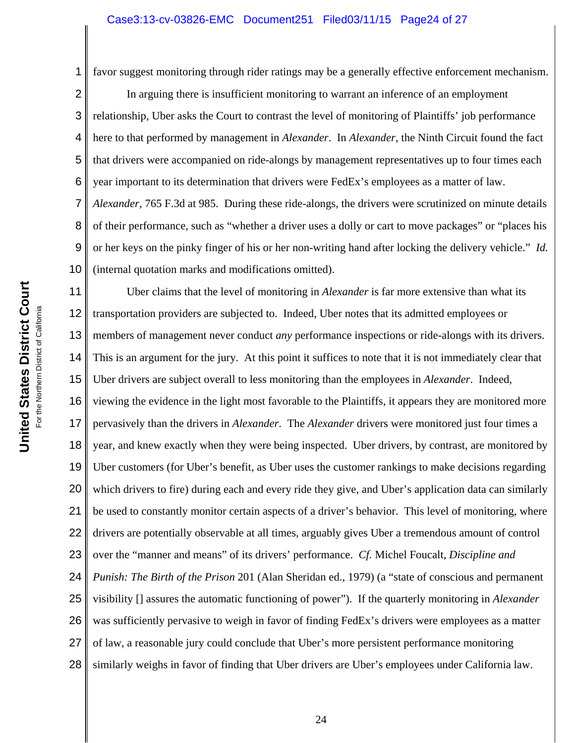favor suggest monitoring through rider ratings may be a generally effective enforcement mechanism.

In arguing there is insufficient monitoring to warrant an inference of an employment relationship, Uber asks the Court to contrast the level of monitoring of Plaintiffs' job performance here to that performed by management in *Alexander*. In *Alexander*, the Ninth Circuit found the fact that drivers were accompanied on ride-alongs by management representatives up to four times each year important to its determination that drivers were FedEx's employees as a matter of law. *Alexander*, 765 F.3d at 985. During these ride-alongs, the drivers were scrutinized on minute details of their performance, such as "whether a driver uses a dolly or cart to move packages" or "places his or her keys on the pinky finger of his or her non-writing hand after locking the delivery vehicle." *Id.* (internal quotation marks and modifications omitted).

Uber claims that the level of monitoring in *Alexander* is far more extensive than what its transportation providers are subjected to. Indeed, Uber notes that its admitted employees or members of management never conduct *any* performance inspections or ride-alongs with its drivers. This is an argument for the jury. At this point it suffices to note that it is not immediately clear that Uber drivers are subject overall to less monitoring than the employees in *Alexander*. Indeed, viewing the evidence in the light most favorable to the Plaintiffs, it appears they are monitored more pervasively than the drivers in *Alexander*. The *Alexander* drivers were monitored just four times a year, and knew exactly when they were being inspected. Uber drivers, by contrast, are monitored by Uber customers (for Uber's benefit, as Uber uses the customer rankings to make decisions regarding which drivers to fire) during each and every ride they give, and Uber's application data can similarly be used to constantly monitor certain aspects of a driver's behavior. This level of monitoring, where drivers are potentially observable at all times, arguably gives Uber a tremendous amount of control over the "manner and means" of its drivers' performance. *Cf.* Michel Foucault, *Discipline and Punish: The Birth of the Prison* 201 (Alan Sheridan ed., 1979) (a "state of conscious and permanent visibility [] assures the automatic functioning of power"). If the quarterly monitoring in *Alexander* was sufficiently pervasive to weigh in favor of finding FedEx's drivers were employees as a matter of law, a reasonable jury could conclude that Uber's more persistent performance monitoring similarly weighs in favor of finding that Uber drivers are Uber's employees under California law.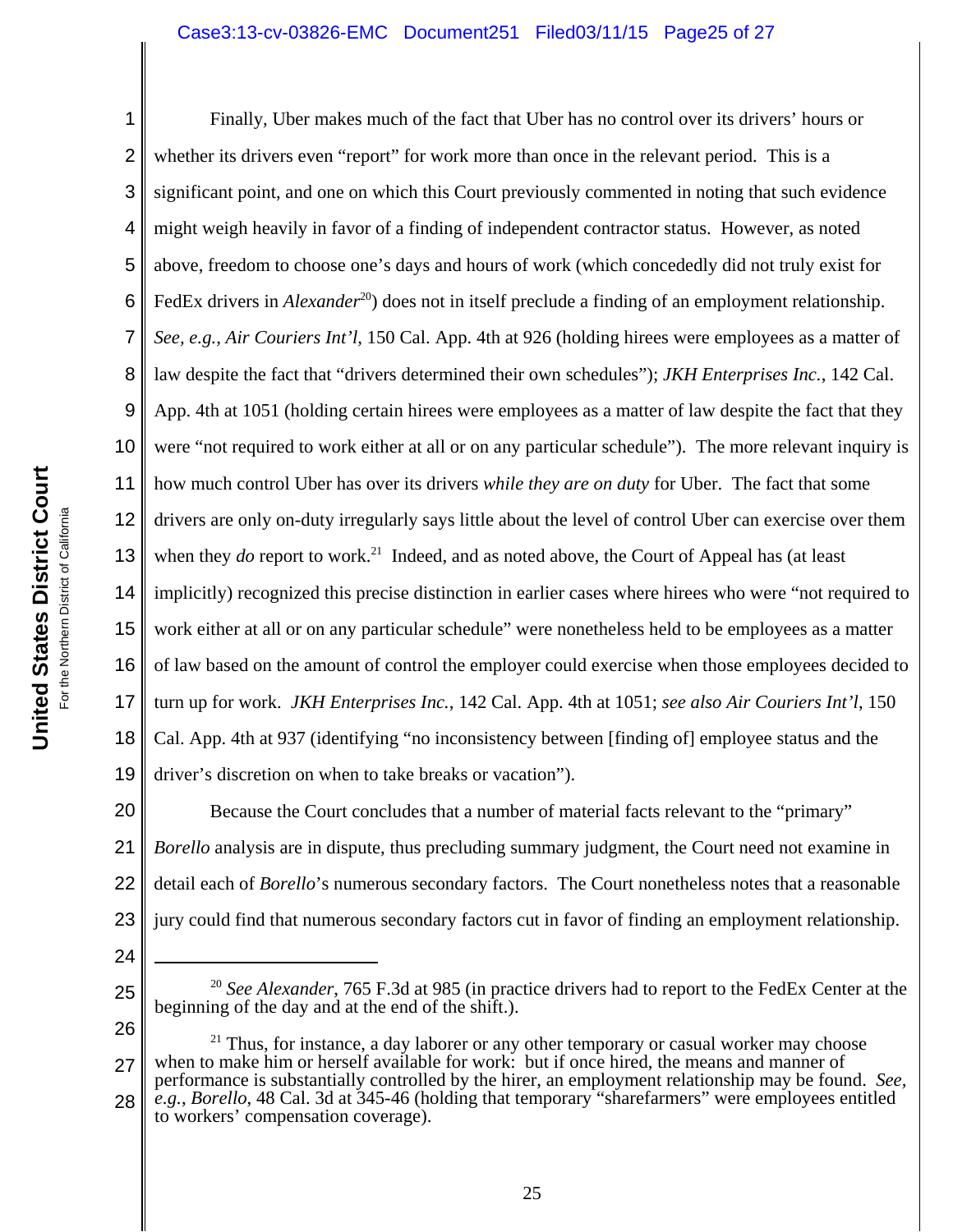Finally, Uber makes much of the fact that Uber has no control over its drivers' hours or whether its drivers even "report" for work more than once in the relevant period. This is a significant point, and one on which this Court previously commented in noting that such evidence might weigh heavily in favor of a finding of independent contractor status. However, as noted above, freedom to choose one's days and hours of work (which concededly did not truly exist for FedEx drivers in *Alexander*[20]) does not in itself preclude a finding of an employment relationship. *See, e.g.*, *Air Couriers Int'l*, 150 Cal. App. 4th at 926 (holding hirees were employees as a matter of law despite the fact that "drivers determined their own schedules"); *JKH Enterprises Inc.*, 142 Cal. App. 4th at 1051 (holding certain hirees were employees as a matter of law despite the fact that they were "not required to work either at all or on any particular schedule"). The more relevant inquiry is how much control Uber has over its drivers *while they are on duty* for Uber. The fact that some drivers are only on-duty irregularly says little about the level of control Uber can exercise over them when they *do* report to work.[21] Indeed, and as noted above, the Court of Appeal has (at least implicitly) recognized this precise distinction in earlier cases where hirees who were "not required to work either at all or on any particular schedule" were nonetheless held to be employees as a matter of law based on the amount of control the employer could exercise when those employees decided to turn up for work. *JKH Enterprises Inc.*, 142 Cal. App. 4th at 1051; *see also Air Couriers Int'l*, 150 Cal. App. 4th at 937 (identifying "no inconsistency between [finding of] employee status and the driver's discretion on when to take breaks or vacation").

Because the Court concludes that a number of material facts relevant to the "primary" *Borello* analysis are in dispute, thus precluding summary judgment, the Court need not examine in detail each of *Borello*'s numerous secondary factors. The Court nonetheless notes that a reasonable jury could find that numerous secondary factors cut in favor of finding an employment relationship.

---

[20] *See Alexander*, 765 F.3d at 985 (in practice drivers had to report to the FedEx Center at the beginning of the day and at the end of the shift.).

[21] Thus, for instance, a day laborer or any other temporary or casual worker may choose when to make him or herself available for work: but if once hired, the means and manner of performance is substantially controlled by the hirer, an employment relationship may be found. *See, e.g.*, *Borello*, 48 Cal. 3d at 345-46 (holding that temporary "sharefarmers" were employees entitled to workers' compensation coverage).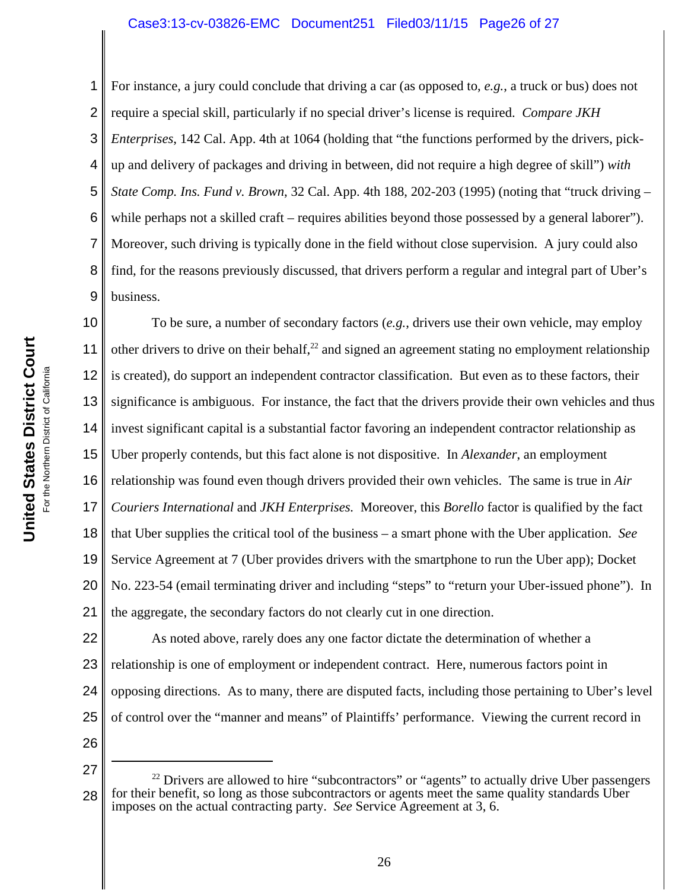For instance, a jury could conclude that driving a car (as opposed to, *e.g.*, a truck or bus) does not require a special skill, particularly if no special driver's license is required. *Compare JKH Enterprises*, 142 Cal. App. 4th at 1064 (holding that "the functions performed by the drivers, pick-up and delivery of packages and driving in between, did not require a high degree of skill") *with State Comp. Ins. Fund v. Brown*, 32 Cal. App. 4th 188, 202-203 (1995) (noting that "truck driving – while perhaps not a skilled craft – requires abilities beyond those possessed by a general laborer"). Moreover, such driving is typically done in the field without close supervision. A jury could also find, for the reasons previously discussed, that drivers perform a regular and integral part of Uber's business.

To be sure, a number of secondary factors (*e.g.*, drivers use their own vehicle, may employ other drivers to drive on their behalf,[22] and signed an agreement stating no employment relationship is created), do support an independent contractor classification. But even as to these factors, their significance is ambiguous. For instance, the fact that the drivers provide their own vehicles and thus invest significant capital is a substantial factor favoring an independent contractor relationship as Uber properly contends, but this fact alone is not dispositive. In *Alexander*, an employment relationship was found even though drivers provided their own vehicles. The same is true in *Air Couriers International* and *JKH Enterprises.* Moreover, this *Borello* factor is qualified by the fact that Uber supplies the critical tool of the business – a smart phone with the Uber application. *See* Service Agreement at 7 (Uber provides drivers with the smartphone to run the Uber app); Docket No. 223-54 (email terminating driver and including "steps" to "return your Uber-issued phone"). In the aggregate, the secondary factors do not clearly cut in one direction.

As noted above, rarely does any one factor dictate the determination of whether a relationship is one of employment or independent contract. Here, numerous factors point in opposing directions. As to many, there are disputed facts, including those pertaining to Uber's level of control over the "manner and means" of Plaintiffs' performance. Viewing the current record in

---

[22] Drivers are allowed to hire "subcontractors" or "agents" to actually drive Uber passengers for their benefit, so long as those subcontractors or agents meet the same quality standards Uber imposes on the actual contracting party. *See* Service Agreement at 3, 6.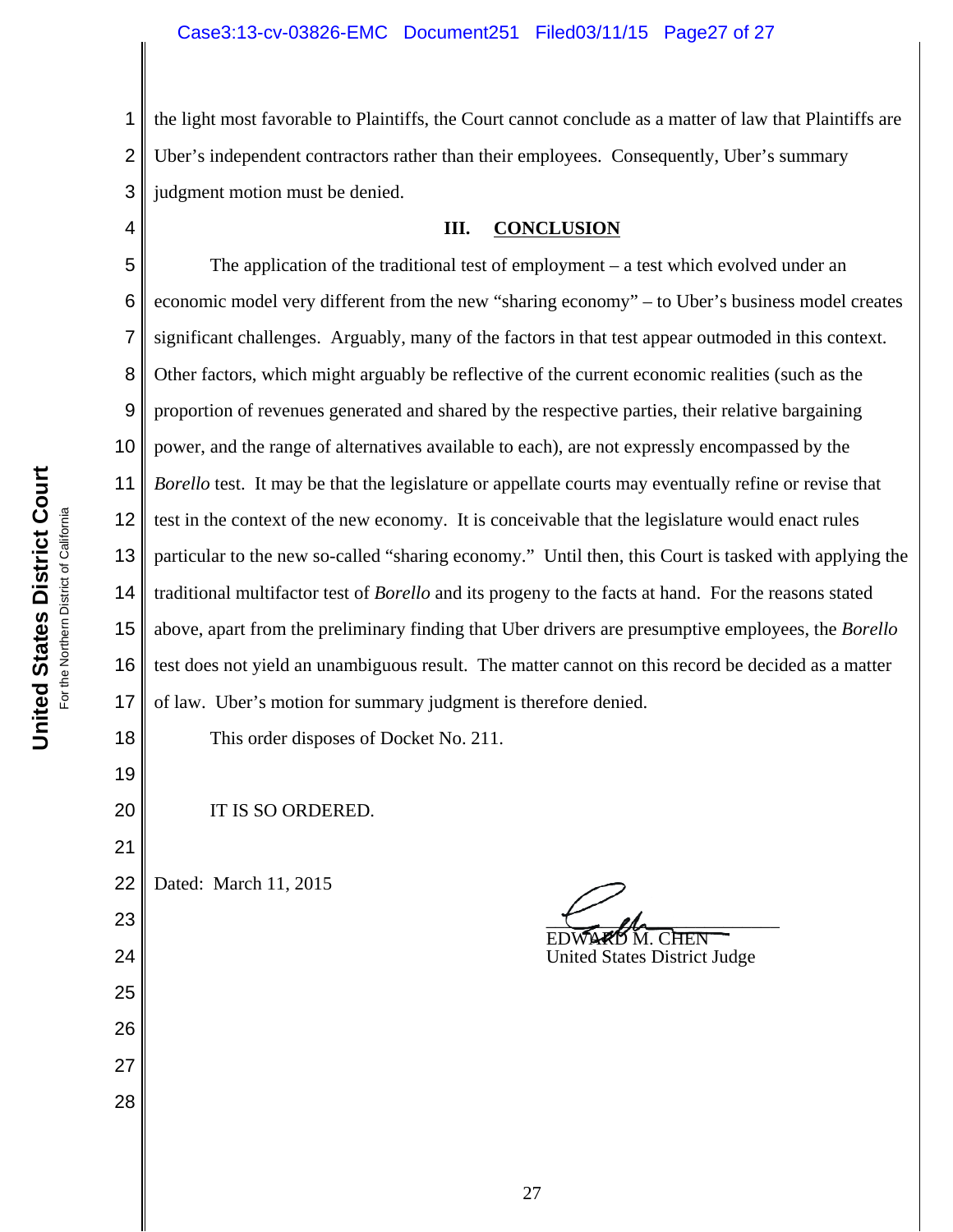the light most favorable to Plaintiffs, the Court cannot conclude as a matter of law that Plaintiffs are Uber's independent contractors rather than their employees. Consequently, Uber's summary judgment motion must be denied.

## III. CONCLUSION

The application of the traditional test of employment – a test which evolved under an economic model very different from the new "sharing economy" – to Uber's business model creates significant challenges. Arguably, many of the factors in that test appear outmoded in this context. Other factors, which might arguably be reflective of the current economic realities (such as the proportion of revenues generated and shared by the respective parties, their relative bargaining power, and the range of alternatives available to each), are not expressly encompassed by the *Borello* test. It may be that the legislature or appellate courts may eventually refine or revise that test in the context of the new economy. It is conceivable that the legislature would enact rules particular to the new so-called "sharing economy." Until then, this Court is tasked with applying the traditional multifactor test of *Borello* and its progeny to the facts at hand. For the reasons stated above, apart from the preliminary finding that Uber drivers are presumptive employees, the *Borello* test does not yield an unambiguous result. The matter cannot on this record be decided as a matter of law. Uber's motion for summary judgment is therefore denied.

This order disposes of Docket No. 211.

IT IS SO ORDERED.

Dated: March 11, 2015

EDWARD M. CHEN
United States District Judge